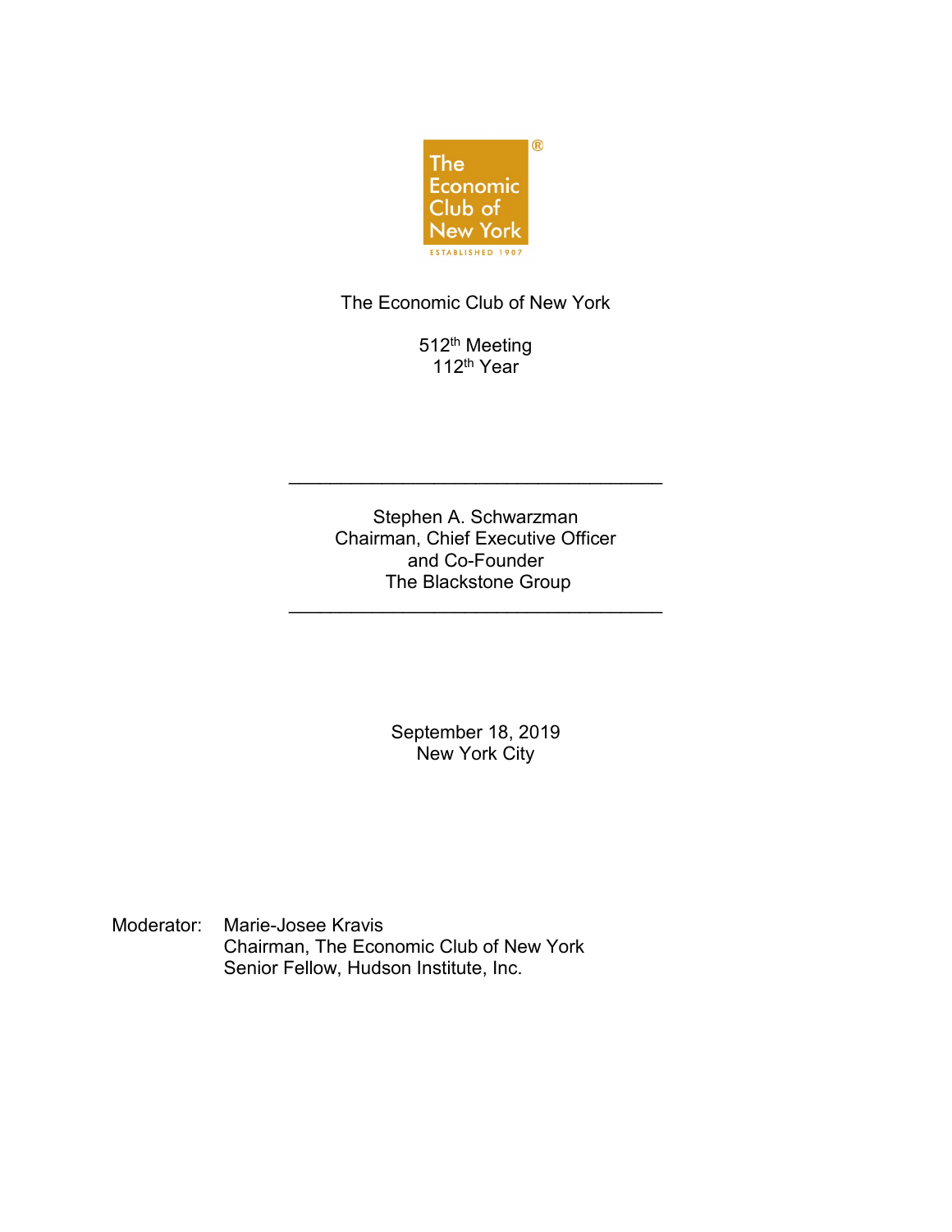The Economic Club of New York

ESTABLISHED 1907

# The Economic Club of New York

512th Meeting
112th Year

---

Stephen A. Schwarzman
Chairman, Chief Executive Officer
and Co-Founder
The Blackstone Group

---

September 18, 2019
New York City

Moderator: Marie-Josee Kravis
Chairman, The Economic Club of New York
Senior Fellow, Hudson Institute, Inc.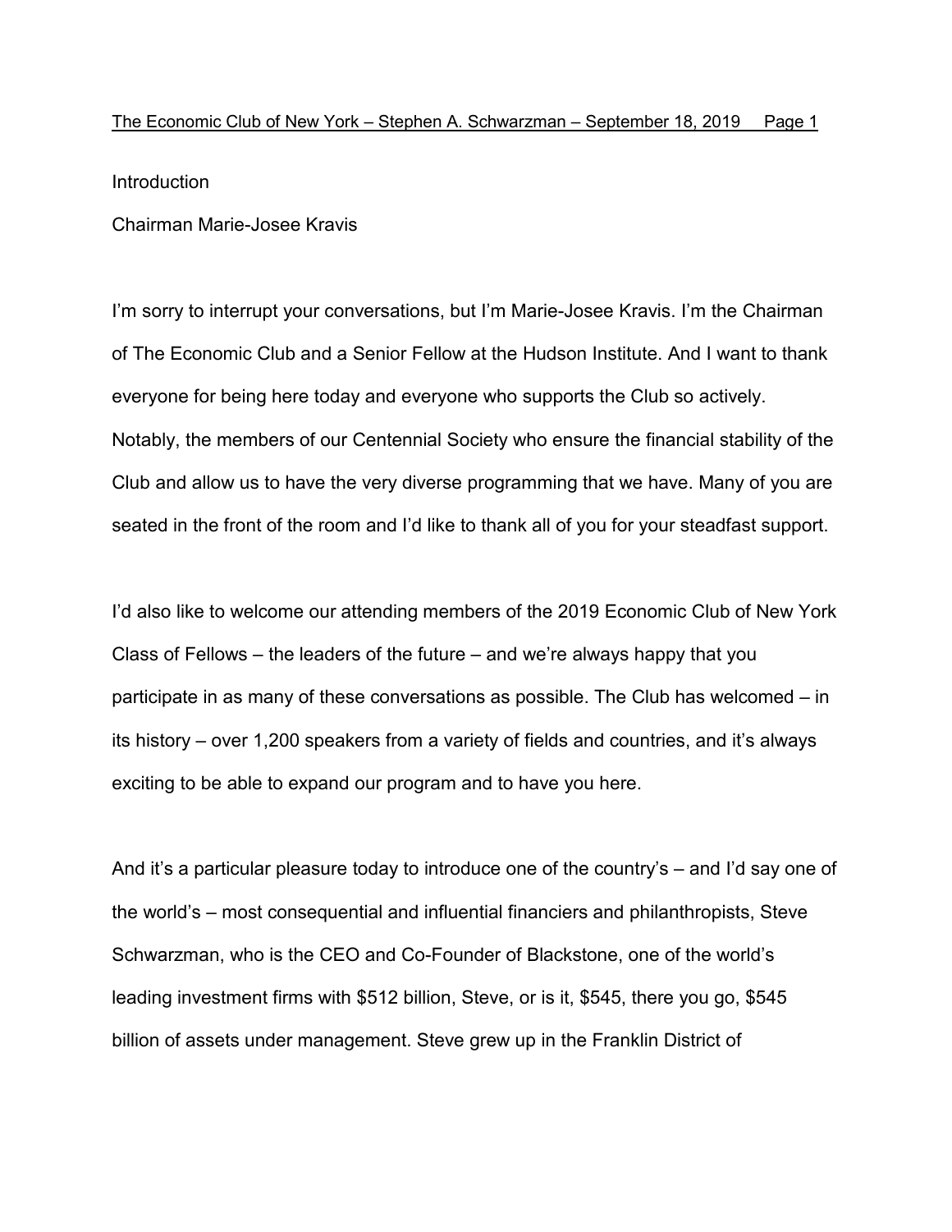Introduction

Chairman Marie-Josee Kravis

I'm sorry to interrupt your conversations, but I'm Marie-Josee Kravis. I'm the Chairman of The Economic Club and a Senior Fellow at the Hudson Institute. And I want to thank everyone for being here today and everyone who supports the Club so actively. Notably, the members of our Centennial Society who ensure the financial stability of the Club and allow us to have the very diverse programming that we have. Many of you are seated in the front of the room and I'd like to thank all of you for your steadfast support.

I'd also like to welcome our attending members of the 2019 Economic Club of New York Class of Fellows – the leaders of the future – and we're always happy that you participate in as many of these conversations as possible. The Club has welcomed – in its history – over 1,200 speakers from a variety of fields and countries, and it's always exciting to be able to expand our program and to have you here.

And it's a particular pleasure today to introduce one of the country's – and I'd say one of the world's – most consequential and influential financiers and philanthropists, Steve Schwarzman, who is the CEO and Co-Founder of Blackstone, one of the world's leading investment firms with $512 billion, Steve, or is it, $545, there you go, $545 billion of assets under management. Steve grew up in the Franklin District of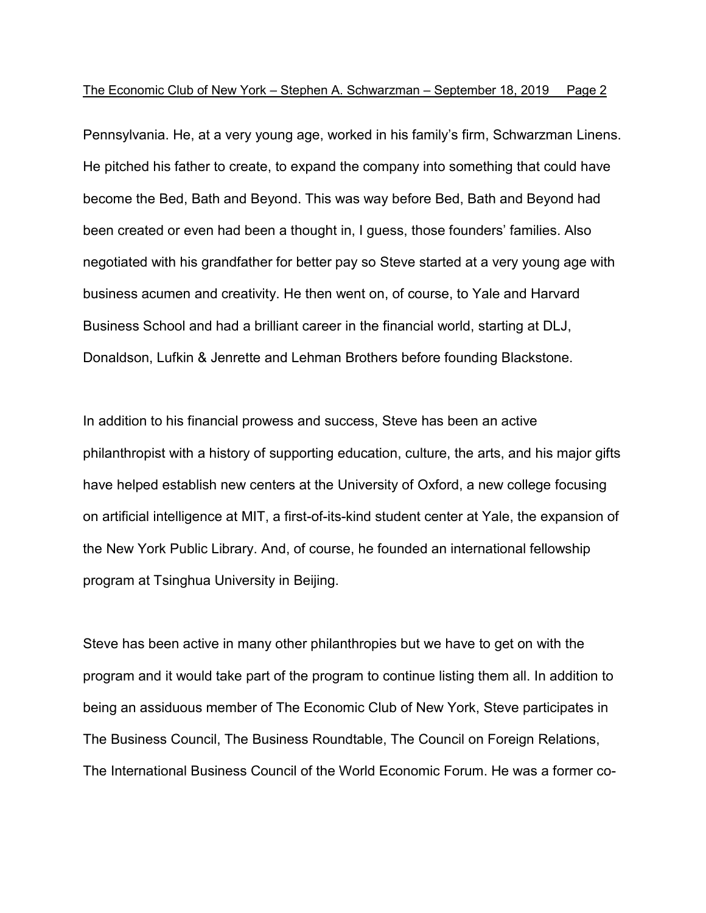Pennsylvania. He, at a very young age, worked in his family's firm, Schwarzman Linens. He pitched his father to create, to expand the company into something that could have become the Bed, Bath and Beyond. This was way before Bed, Bath and Beyond had been created or even had been a thought in, I guess, those founders' families. Also negotiated with his grandfather for better pay so Steve started at a very young age with business acumen and creativity. He then went on, of course, to Yale and Harvard Business School and had a brilliant career in the financial world, starting at DLJ, Donaldson, Lufkin & Jenrette and Lehman Brothers before founding Blackstone.

In addition to his financial prowess and success, Steve has been an active philanthropist with a history of supporting education, culture, the arts, and his major gifts have helped establish new centers at the University of Oxford, a new college focusing on artificial intelligence at MIT, a first-of-its-kind student center at Yale, the expansion of the New York Public Library. And, of course, he founded an international fellowship program at Tsinghua University in Beijing.

Steve has been active in many other philanthropies but we have to get on with the program and it would take part of the program to continue listing them all. In addition to being an assiduous member of The Economic Club of New York, Steve participates in The Business Council, The Business Roundtable, The Council on Foreign Relations, The International Business Council of the World Economic Forum. He was a former co-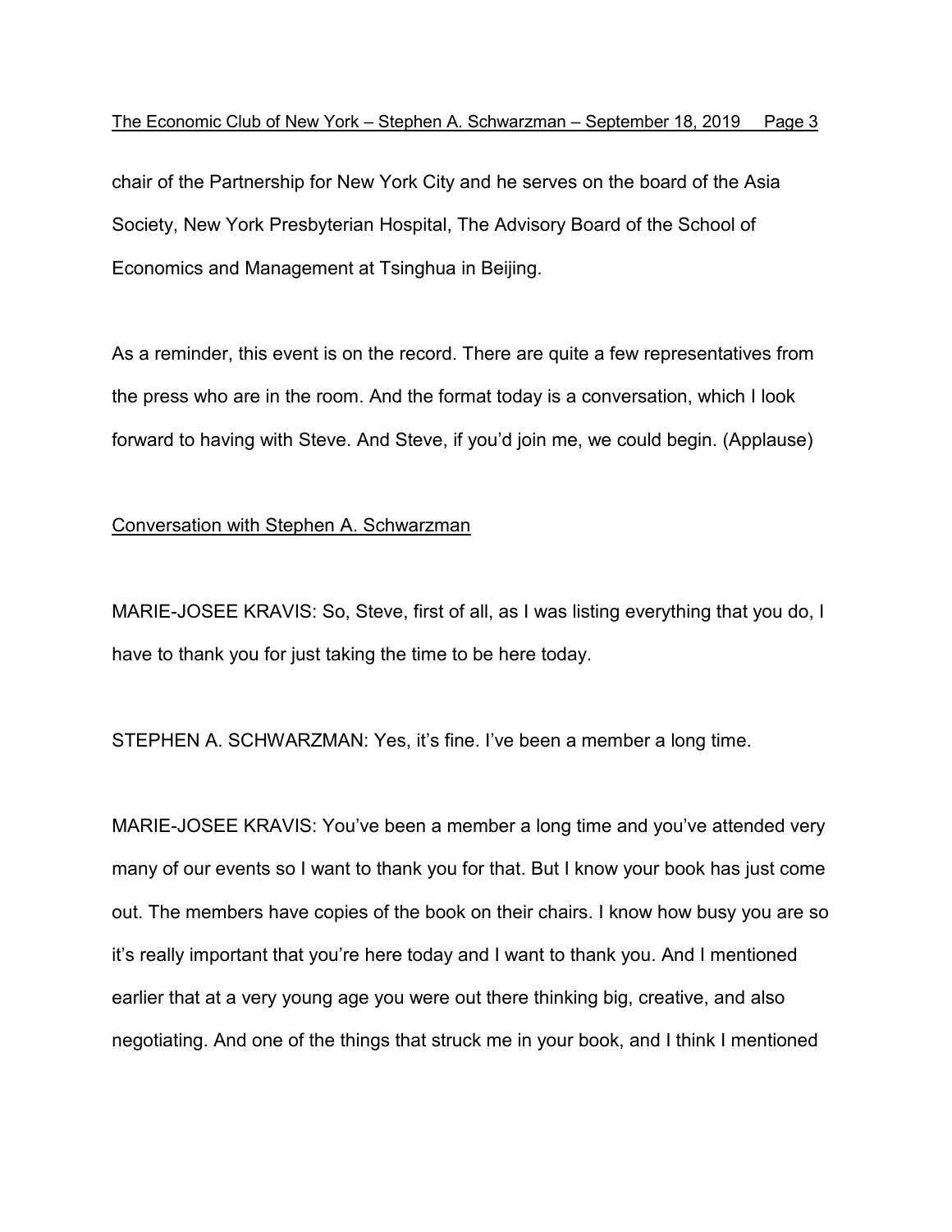chair of the Partnership for New York City and he serves on the board of the Asia Society, New York Presbyterian Hospital, The Advisory Board of the School of Economics and Management at Tsinghua in Beijing.

As a reminder, this event is on the record. There are quite a few representatives from the press who are in the room. And the format today is a conversation, which I look forward to having with Steve. And Steve, if you'd join me, we could begin. (Applause)

## Conversation with Stephen A. Schwarzman

MARIE-JOSEE KRAVIS: So, Steve, first of all, as I was listing everything that you do, I have to thank you for just taking the time to be here today.

STEPHEN A. SCHWARZMAN: Yes, it's fine. I've been a member a long time.

MARIE-JOSEE KRAVIS: You've been a member a long time and you've attended very many of our events so I want to thank you for that. But I know your book has just come out. The members have copies of the book on their chairs. I know how busy you are so it's really important that you're here today and I want to thank you. And I mentioned earlier that at a very young age you were out there thinking big, creative, and also negotiating. And one of the things that struck me in your book, and I think I mentioned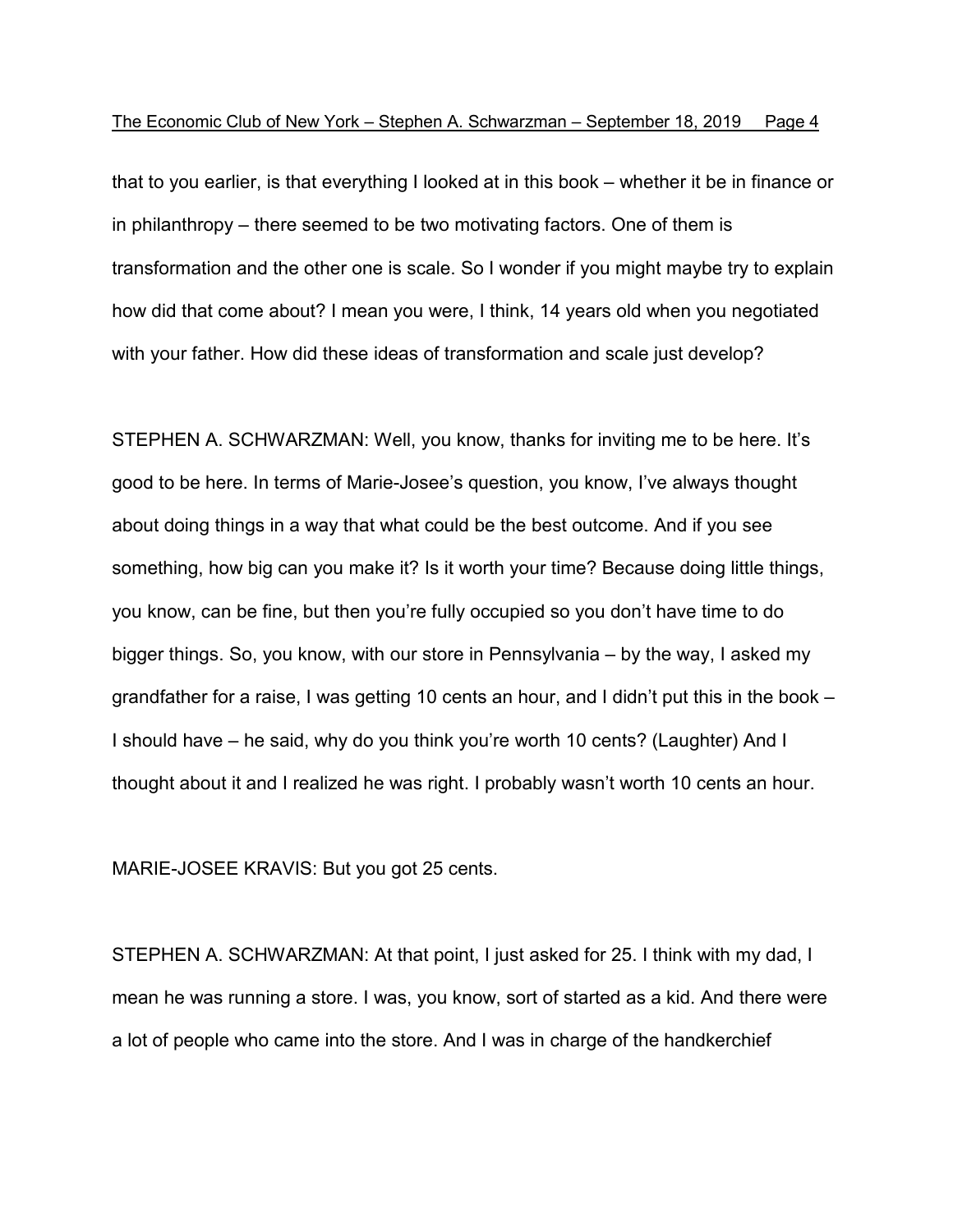that to you earlier, is that everything I looked at in this book – whether it be in finance or in philanthropy – there seemed to be two motivating factors. One of them is transformation and the other one is scale. So I wonder if you might maybe try to explain how did that come about? I mean you were, I think, 14 years old when you negotiated with your father. How did these ideas of transformation and scale just develop?

STEPHEN A. SCHWARZMAN: Well, you know, thanks for inviting me to be here. It's good to be here. In terms of Marie-Josee's question, you know, I've always thought about doing things in a way that what could be the best outcome. And if you see something, how big can you make it? Is it worth your time? Because doing little things, you know, can be fine, but then you're fully occupied so you don't have time to do bigger things. So, you know, with our store in Pennsylvania – by the way, I asked my grandfather for a raise, I was getting 10 cents an hour, and I didn't put this in the book – I should have – he said, why do you think you're worth 10 cents? (Laughter) And I thought about it and I realized he was right. I probably wasn't worth 10 cents an hour.

MARIE-JOSEE KRAVIS: But you got 25 cents.

STEPHEN A. SCHWARZMAN: At that point, I just asked for 25. I think with my dad, I mean he was running a store. I was, you know, sort of started as a kid. And there were a lot of people who came into the store. And I was in charge of the handkerchief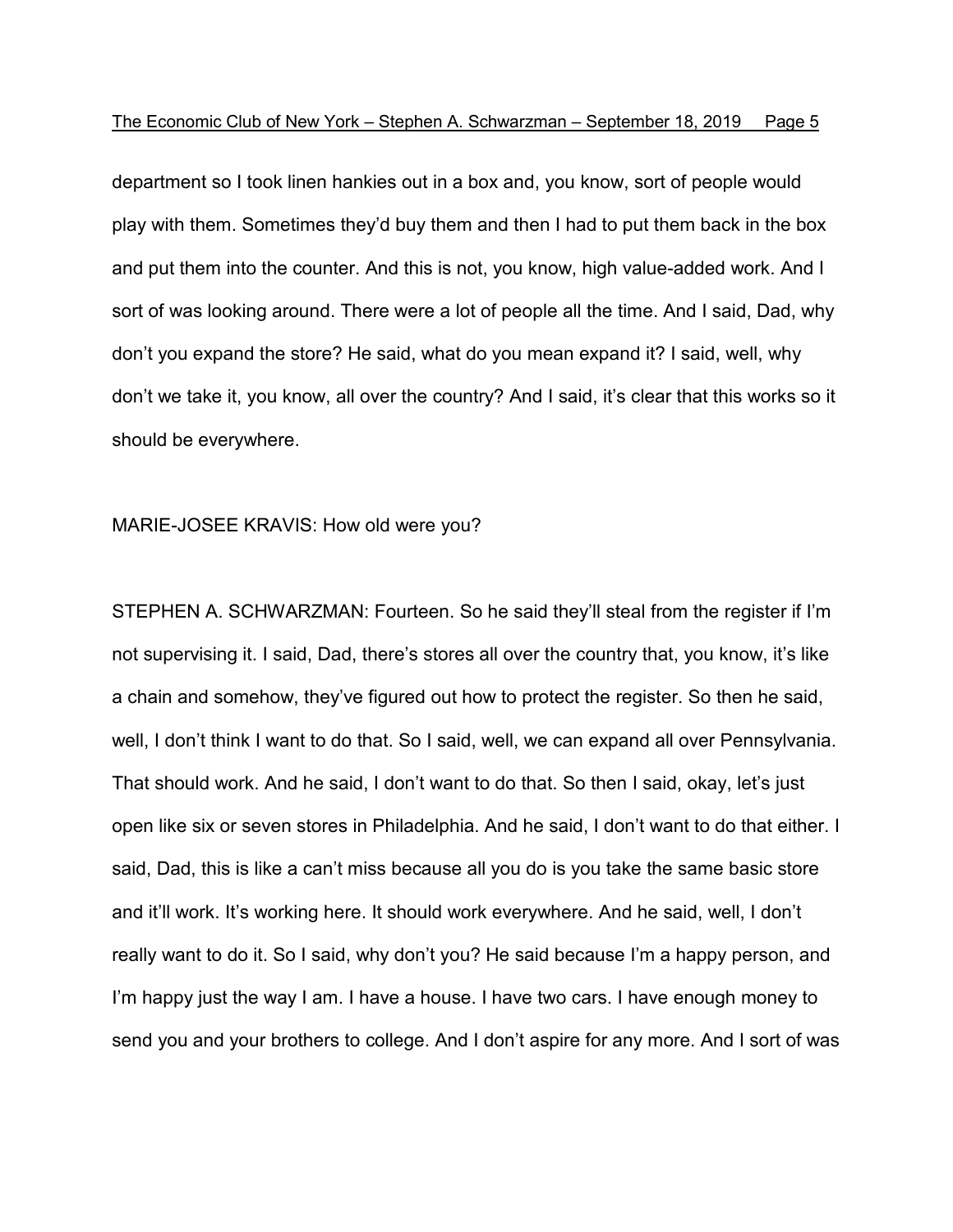department so I took linen hankies out in a box and, you know, sort of people would play with them. Sometimes they'd buy them and then I had to put them back in the box and put them into the counter. And this is not, you know, high value-added work. And I sort of was looking around. There were a lot of people all the time. And I said, Dad, why don't you expand the store? He said, what do you mean expand it? I said, well, why don't we take it, you know, all over the country? And I said, it's clear that this works so it should be everywhere.

MARIE-JOSEE KRAVIS: How old were you?

STEPHEN A. SCHWARZMAN: Fourteen. So he said they'll steal from the register if I'm not supervising it. I said, Dad, there's stores all over the country that, you know, it's like a chain and somehow, they've figured out how to protect the register. So then he said, well, I don't think I want to do that. So I said, well, we can expand all over Pennsylvania. That should work. And he said, I don't want to do that. So then I said, okay, let's just open like six or seven stores in Philadelphia. And he said, I don't want to do that either. I said, Dad, this is like a can't miss because all you do is you take the same basic store and it'll work. It's working here. It should work everywhere. And he said, well, I don't really want to do it. So I said, why don't you? He said because I'm a happy person, and I'm happy just the way I am. I have a house. I have two cars. I have enough money to send you and your brothers to college. And I don't aspire for any more. And I sort of was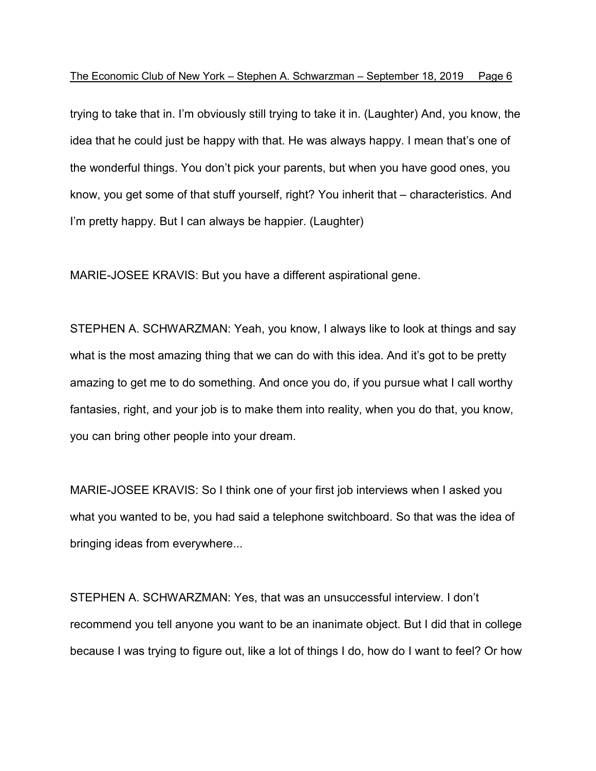trying to take that in. I'm obviously still trying to take it in. (Laughter) And, you know, the idea that he could just be happy with that. He was always happy. I mean that's one of the wonderful things. You don't pick your parents, but when you have good ones, you know, you get some of that stuff yourself, right? You inherit that – characteristics. And I'm pretty happy. But I can always be happier. (Laughter)

MARIE-JOSEE KRAVIS: But you have a different aspirational gene.

STEPHEN A. SCHWARZMAN: Yeah, you know, I always like to look at things and say what is the most amazing thing that we can do with this idea. And it's got to be pretty amazing to get me to do something. And once you do, if you pursue what I call worthy fantasies, right, and your job is to make them into reality, when you do that, you know, you can bring other people into your dream.

MARIE-JOSEE KRAVIS: So I think one of your first job interviews when I asked you what you wanted to be, you had said a telephone switchboard. So that was the idea of bringing ideas from everywhere...

STEPHEN A. SCHWARZMAN: Yes, that was an unsuccessful interview. I don't recommend you tell anyone you want to be an inanimate object. But I did that in college because I was trying to figure out, like a lot of things I do, how do I want to feel? Or how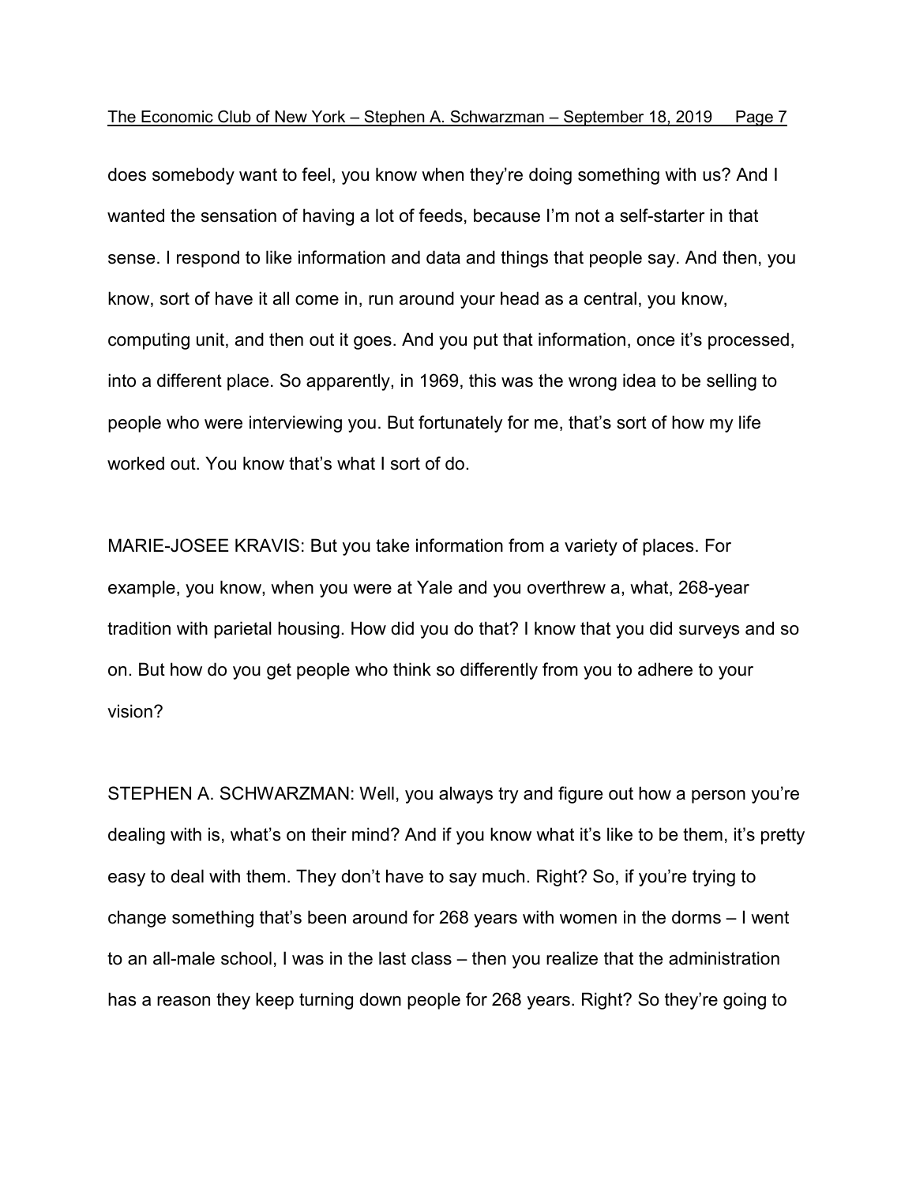does somebody want to feel, you know when they're doing something with us? And I wanted the sensation of having a lot of feeds, because I'm not a self-starter in that sense. I respond to like information and data and things that people say. And then, you know, sort of have it all come in, run around your head as a central, you know, computing unit, and then out it goes. And you put that information, once it's processed, into a different place. So apparently, in 1969, this was the wrong idea to be selling to people who were interviewing you. But fortunately for me, that's sort of how my life worked out. You know that's what I sort of do.

MARIE-JOSEE KRAVIS: But you take information from a variety of places. For example, you know, when you were at Yale and you overthrew a, what, 268-year tradition with parietal housing. How did you do that? I know that you did surveys and so on. But how do you get people who think so differently from you to adhere to your vision?

STEPHEN A. SCHWARZMAN: Well, you always try and figure out how a person you're dealing with is, what's on their mind? And if you know what it's like to be them, it's pretty easy to deal with them. They don't have to say much. Right? So, if you're trying to change something that's been around for 268 years with women in the dorms – I went to an all-male school, I was in the last class – then you realize that the administration has a reason they keep turning down people for 268 years. Right? So they're going to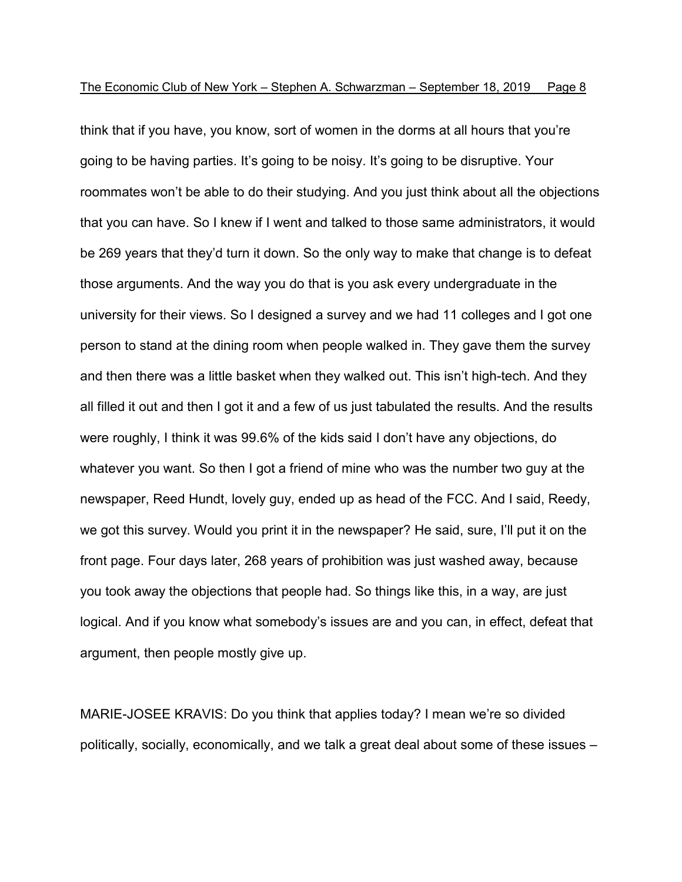think that if you have, you know, sort of women in the dorms at all hours that you're going to be having parties. It's going to be noisy. It's going to be disruptive. Your roommates won't be able to do their studying. And you just think about all the objections that you can have. So I knew if I went and talked to those same administrators, it would be 269 years that they'd turn it down. So the only way to make that change is to defeat those arguments. And the way you do that is you ask every undergraduate in the university for their views. So I designed a survey and we had 11 colleges and I got one person to stand at the dining room when people walked in. They gave them the survey and then there was a little basket when they walked out. This isn't high-tech. And they all filled it out and then I got it and a few of us just tabulated the results. And the results were roughly, I think it was 99.6% of the kids said I don't have any objections, do whatever you want. So then I got a friend of mine who was the number two guy at the newspaper, Reed Hundt, lovely guy, ended up as head of the FCC. And I said, Reedy, we got this survey. Would you print it in the newspaper? He said, sure, I'll put it on the front page. Four days later, 268 years of prohibition was just washed away, because you took away the objections that people had. So things like this, in a way, are just logical. And if you know what somebody's issues are and you can, in effect, defeat that argument, then people mostly give up.

MARIE-JOSEE KRAVIS: Do you think that applies today? I mean we're so divided politically, socially, economically, and we talk a great deal about some of these issues –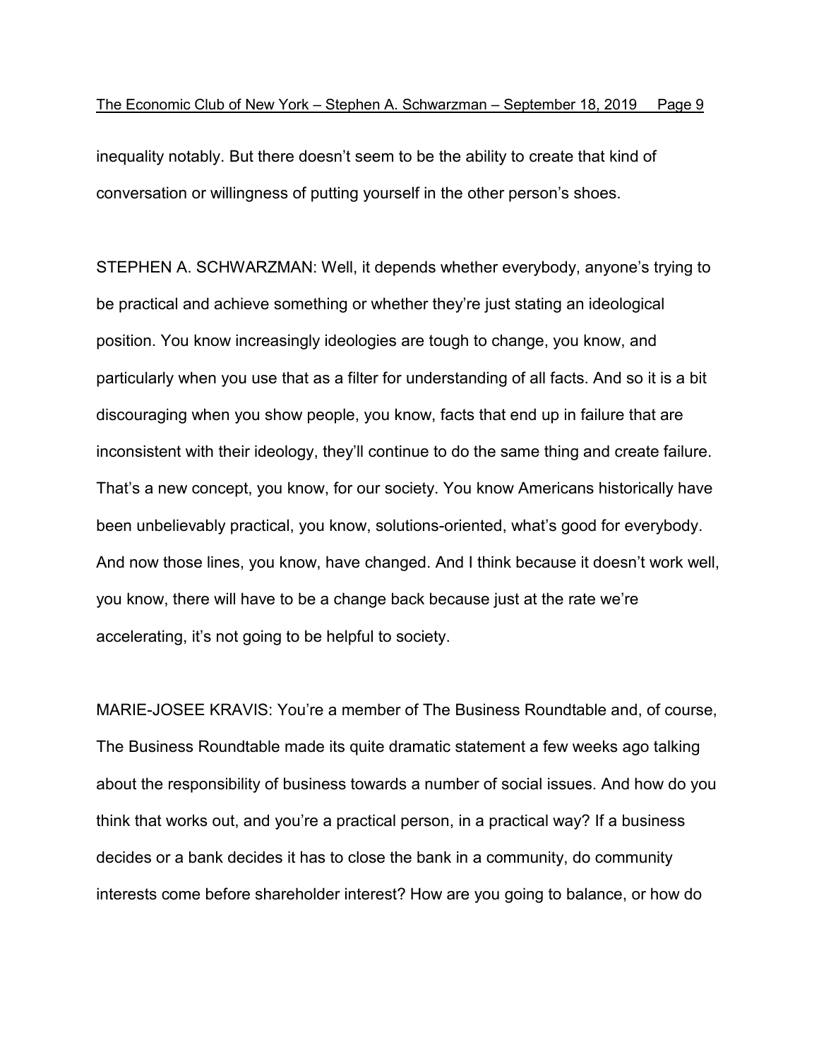inequality notably. But there doesn't seem to be the ability to create that kind of conversation or willingness of putting yourself in the other person's shoes.

STEPHEN A. SCHWARZMAN: Well, it depends whether everybody, anyone's trying to be practical and achieve something or whether they're just stating an ideological position. You know increasingly ideologies are tough to change, you know, and particularly when you use that as a filter for understanding of all facts. And so it is a bit discouraging when you show people, you know, facts that end up in failure that are inconsistent with their ideology, they'll continue to do the same thing and create failure. That's a new concept, you know, for our society. You know Americans historically have been unbelievably practical, you know, solutions-oriented, what's good for everybody. And now those lines, you know, have changed. And I think because it doesn't work well, you know, there will have to be a change back because just at the rate we're accelerating, it's not going to be helpful to society.

MARIE-JOSEE KRAVIS: You're a member of The Business Roundtable and, of course, The Business Roundtable made its quite dramatic statement a few weeks ago talking about the responsibility of business towards a number of social issues. And how do you think that works out, and you're a practical person, in a practical way? If a business decides or a bank decides it has to close the bank in a community, do community interests come before shareholder interest? How are you going to balance, or how do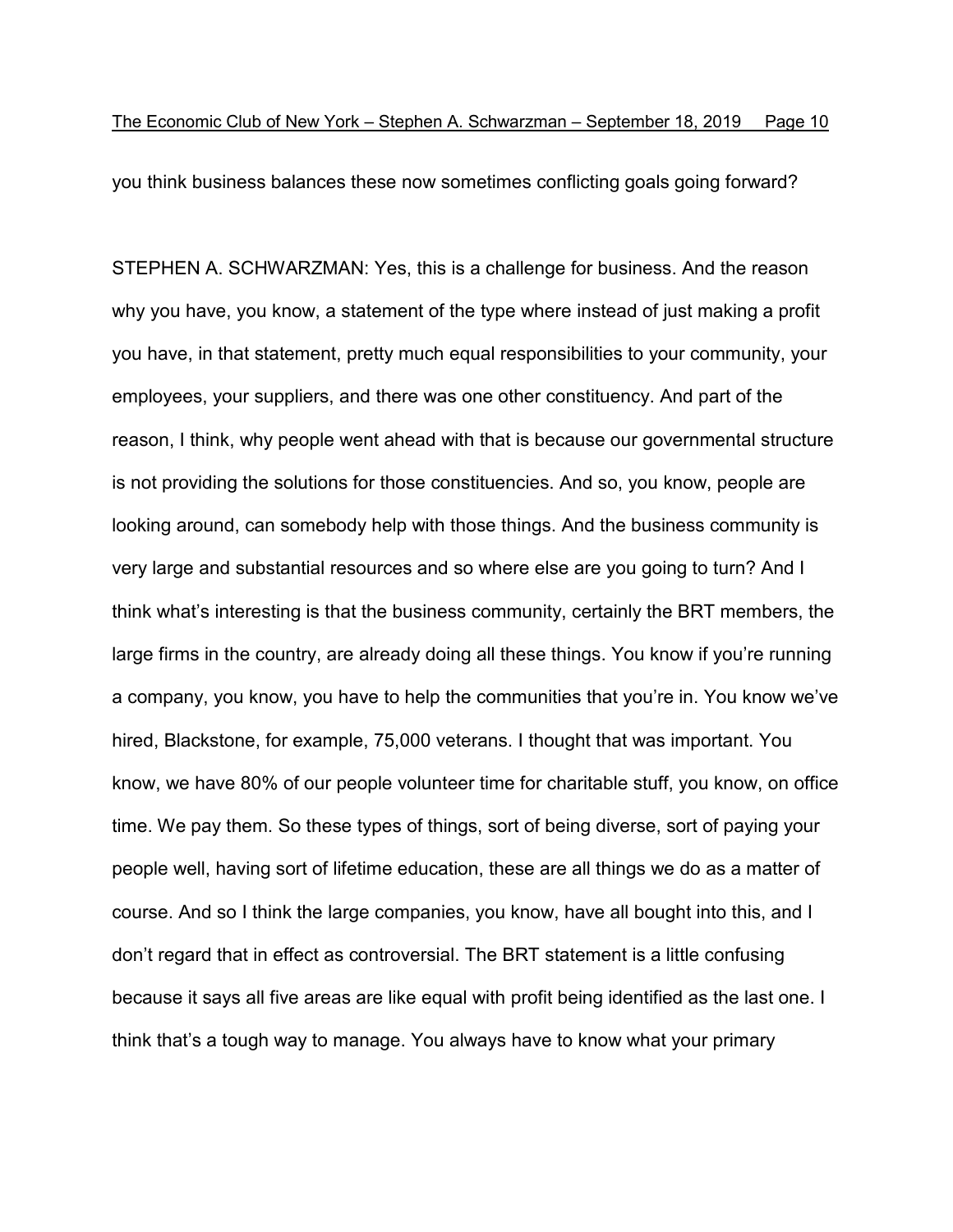you think business balances these now sometimes conflicting goals going forward?

STEPHEN A. SCHWARZMAN: Yes, this is a challenge for business. And the reason why you have, you know, a statement of the type where instead of just making a profit you have, in that statement, pretty much equal responsibilities to your community, your employees, your suppliers, and there was one other constituency. And part of the reason, I think, why people went ahead with that is because our governmental structure is not providing the solutions for those constituencies. And so, you know, people are looking around, can somebody help with those things. And the business community is very large and substantial resources and so where else are you going to turn? And I think what's interesting is that the business community, certainly the BRT members, the large firms in the country, are already doing all these things. You know if you're running a company, you know, you have to help the communities that you're in. You know we've hired, Blackstone, for example, 75,000 veterans. I thought that was important. You know, we have 80% of our people volunteer time for charitable stuff, you know, on office time. We pay them. So these types of things, sort of being diverse, sort of paying your people well, having sort of lifetime education, these are all things we do as a matter of course. And so I think the large companies, you know, have all bought into this, and I don't regard that in effect as controversial. The BRT statement is a little confusing because it says all five areas are like equal with profit being identified as the last one. I think that's a tough way to manage. You always have to know what your primary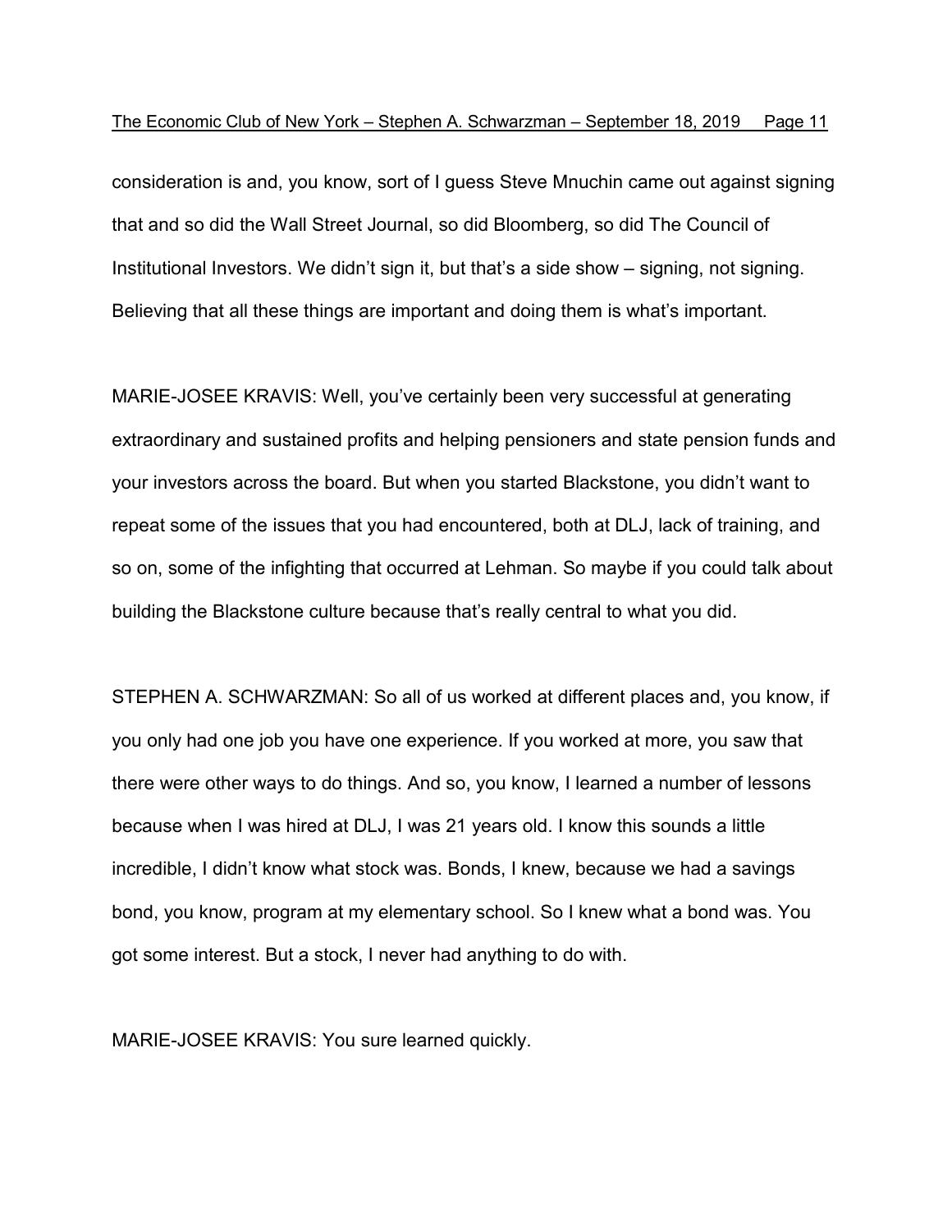consideration is and, you know, sort of I guess Steve Mnuchin came out against signing that and so did the Wall Street Journal, so did Bloomberg, so did The Council of Institutional Investors. We didn't sign it, but that's a side show – signing, not signing. Believing that all these things are important and doing them is what's important.

MARIE-JOSEE KRAVIS: Well, you've certainly been very successful at generating extraordinary and sustained profits and helping pensioners and state pension funds and your investors across the board. But when you started Blackstone, you didn't want to repeat some of the issues that you had encountered, both at DLJ, lack of training, and so on, some of the infighting that occurred at Lehman. So maybe if you could talk about building the Blackstone culture because that's really central to what you did.

STEPHEN A. SCHWARZMAN: So all of us worked at different places and, you know, if you only had one job you have one experience. If you worked at more, you saw that there were other ways to do things. And so, you know, I learned a number of lessons because when I was hired at DLJ, I was 21 years old. I know this sounds a little incredible, I didn't know what stock was. Bonds, I knew, because we had a savings bond, you know, program at my elementary school. So I knew what a bond was. You got some interest. But a stock, I never had anything to do with.

MARIE-JOSEE KRAVIS: You sure learned quickly.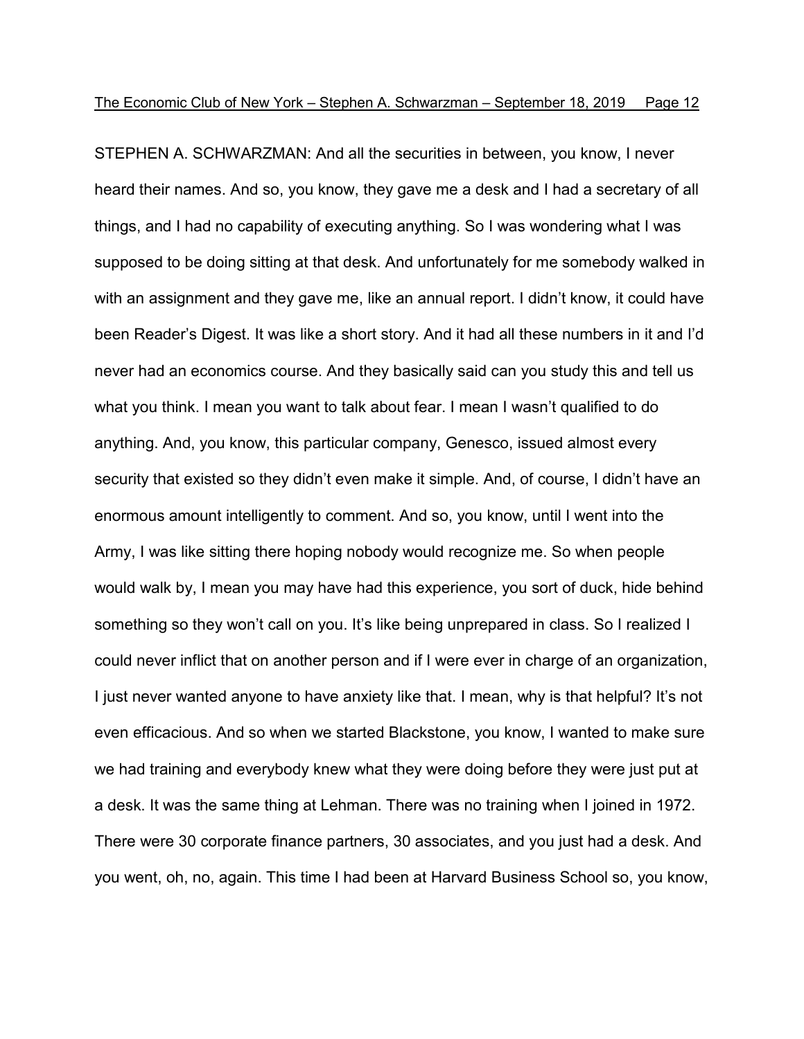STEPHEN A. SCHWARZMAN: And all the securities in between, you know, I never heard their names. And so, you know, they gave me a desk and I had a secretary of all things, and I had no capability of executing anything. So I was wondering what I was supposed to be doing sitting at that desk. And unfortunately for me somebody walked in with an assignment and they gave me, like an annual report. I didn't know, it could have been Reader's Digest. It was like a short story. And it had all these numbers in it and I'd never had an economics course. And they basically said can you study this and tell us what you think. I mean you want to talk about fear. I mean I wasn't qualified to do anything. And, you know, this particular company, Genesco, issued almost every security that existed so they didn't even make it simple. And, of course, I didn't have an enormous amount intelligently to comment. And so, you know, until I went into the Army, I was like sitting there hoping nobody would recognize me. So when people would walk by, I mean you may have had this experience, you sort of duck, hide behind something so they won't call on you. It's like being unprepared in class. So I realized I could never inflict that on another person and if I were ever in charge of an organization, I just never wanted anyone to have anxiety like that. I mean, why is that helpful? It's not even efficacious. And so when we started Blackstone, you know, I wanted to make sure we had training and everybody knew what they were doing before they were just put at a desk. It was the same thing at Lehman. There was no training when I joined in 1972. There were 30 corporate finance partners, 30 associates, and you just had a desk. And you went, oh, no, again. This time I had been at Harvard Business School so, you know,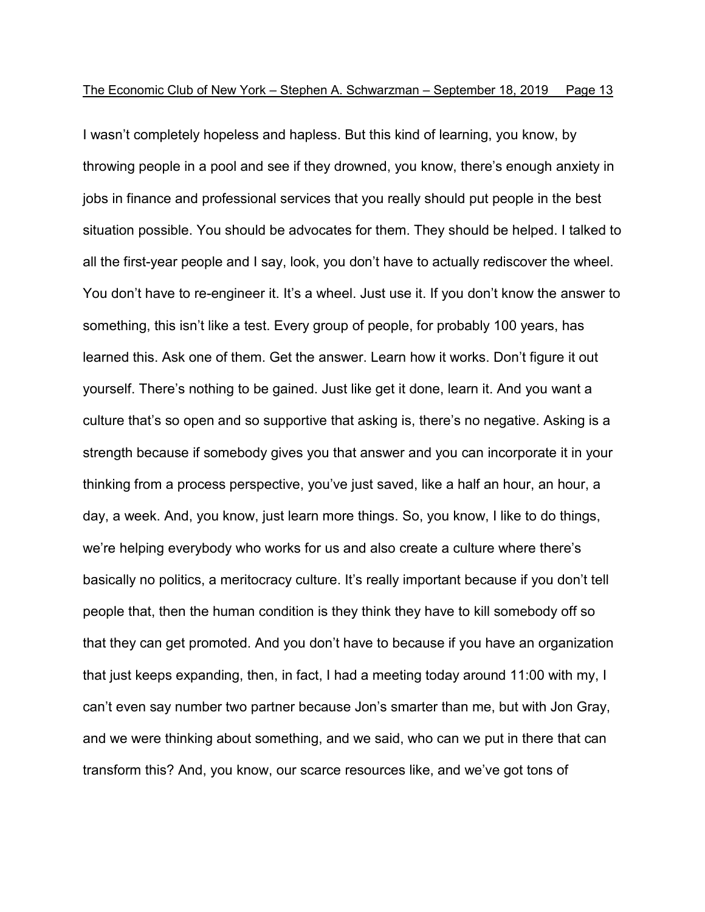I wasn't completely hopeless and hapless. But this kind of learning, you know, by throwing people in a pool and see if they drowned, you know, there's enough anxiety in jobs in finance and professional services that you really should put people in the best situation possible. You should be advocates for them. They should be helped. I talked to all the first-year people and I say, look, you don't have to actually rediscover the wheel. You don't have to re-engineer it. It's a wheel. Just use it. If you don't know the answer to something, this isn't like a test. Every group of people, for probably 100 years, has learned this. Ask one of them. Get the answer. Learn how it works. Don't figure it out yourself. There's nothing to be gained. Just like get it done, learn it. And you want a culture that's so open and so supportive that asking is, there's no negative. Asking is a strength because if somebody gives you that answer and you can incorporate it in your thinking from a process perspective, you've just saved, like a half an hour, an hour, a day, a week. And, you know, just learn more things. So, you know, I like to do things, we're helping everybody who works for us and also create a culture where there's basically no politics, a meritocracy culture. It's really important because if you don't tell people that, then the human condition is they think they have to kill somebody off so that they can get promoted. And you don't have to because if you have an organization that just keeps expanding, then, in fact, I had a meeting today around 11:00 with my, I can't even say number two partner because Jon's smarter than me, but with Jon Gray, and we were thinking about something, and we said, who can we put in there that can transform this? And, you know, our scarce resources like, and we've got tons of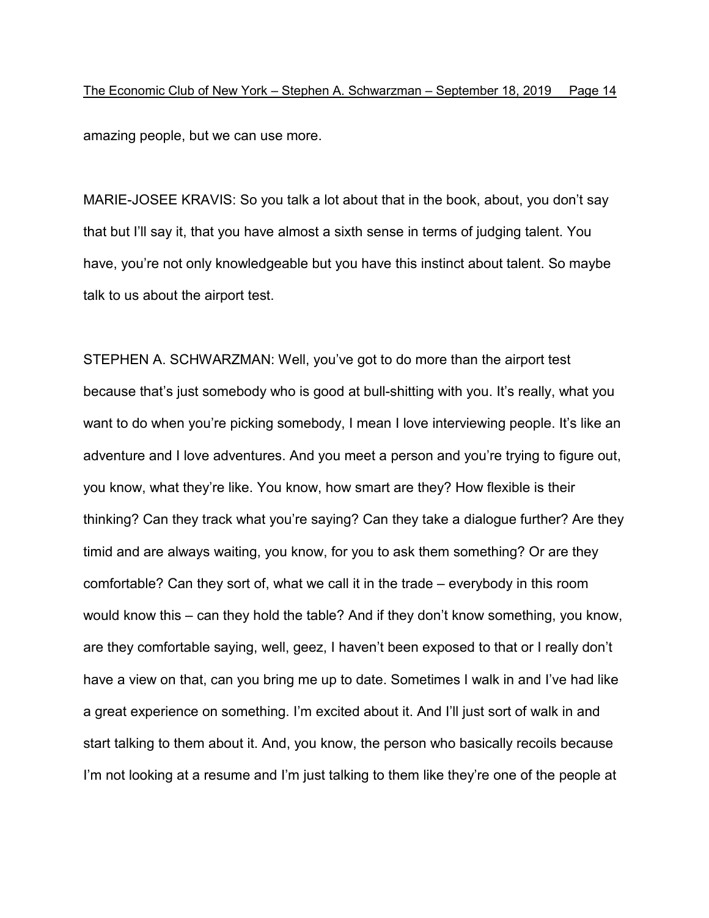amazing people, but we can use more.

MARIE-JOSEE KRAVIS: So you talk a lot about that in the book, about, you don't say that but I'll say it, that you have almost a sixth sense in terms of judging talent. You have, you're not only knowledgeable but you have this instinct about talent. So maybe talk to us about the airport test.

STEPHEN A. SCHWARZMAN: Well, you've got to do more than the airport test because that's just somebody who is good at bull-shitting with you. It's really, what you want to do when you're picking somebody, I mean I love interviewing people. It's like an adventure and I love adventures. And you meet a person and you're trying to figure out, you know, what they're like. You know, how smart are they? How flexible is their thinking? Can they track what you're saying? Can they take a dialogue further? Are they timid and are always waiting, you know, for you to ask them something? Or are they comfortable? Can they sort of, what we call it in the trade – everybody in this room would know this – can they hold the table? And if they don't know something, you know, are they comfortable saying, well, geez, I haven't been exposed to that or I really don't have a view on that, can you bring me up to date. Sometimes I walk in and I've had like a great experience on something. I'm excited about it. And I'll just sort of walk in and start talking to them about it. And, you know, the person who basically recoils because I'm not looking at a resume and I'm just talking to them like they're one of the people at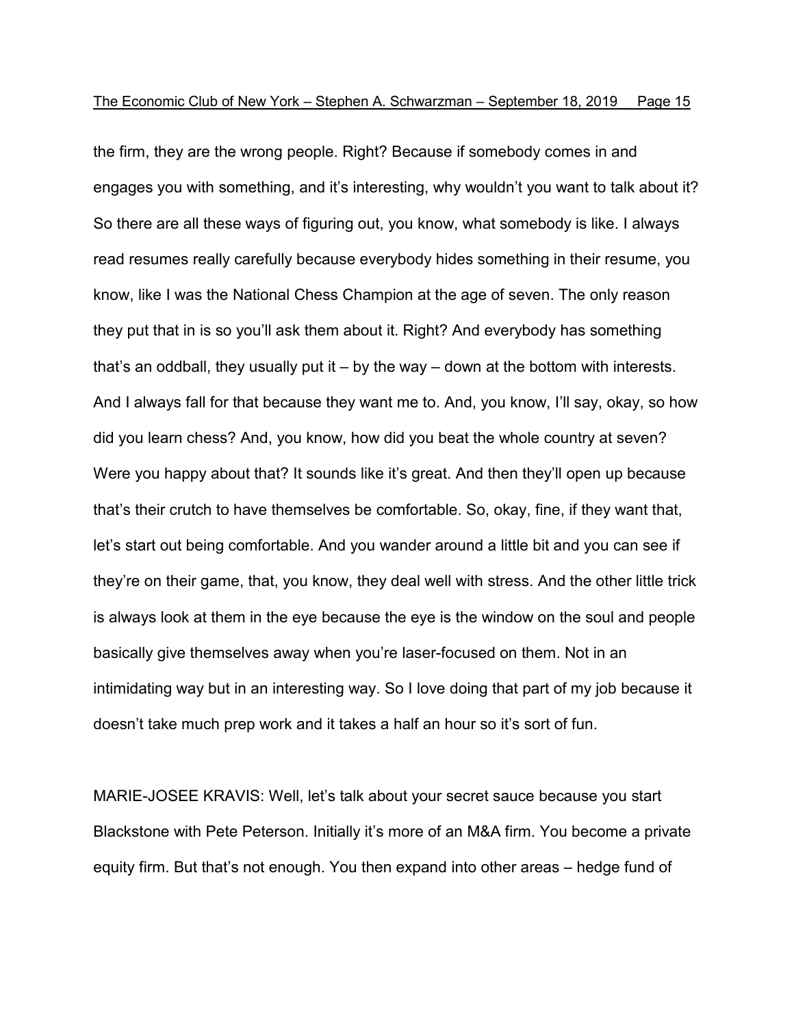the firm, they are the wrong people. Right? Because if somebody comes in and engages you with something, and it's interesting, why wouldn't you want to talk about it? So there are all these ways of figuring out, you know, what somebody is like. I always read resumes really carefully because everybody hides something in their resume, you know, like I was the National Chess Champion at the age of seven. The only reason they put that in is so you'll ask them about it. Right? And everybody has something that's an oddball, they usually put it – by the way – down at the bottom with interests. And I always fall for that because they want me to. And, you know, I'll say, okay, so how did you learn chess? And, you know, how did you beat the whole country at seven? Were you happy about that? It sounds like it's great. And then they'll open up because that's their crutch to have themselves be comfortable. So, okay, fine, if they want that, let's start out being comfortable. And you wander around a little bit and you can see if they're on their game, that, you know, they deal well with stress. And the other little trick is always look at them in the eye because the eye is the window on the soul and people basically give themselves away when you're laser-focused on them. Not in an intimidating way but in an interesting way. So I love doing that part of my job because it doesn't take much prep work and it takes a half an hour so it's sort of fun.

MARIE-JOSEE KRAVIS: Well, let's talk about your secret sauce because you start Blackstone with Pete Peterson. Initially it's more of an M&A firm. You become a private equity firm. But that's not enough. You then expand into other areas – hedge fund of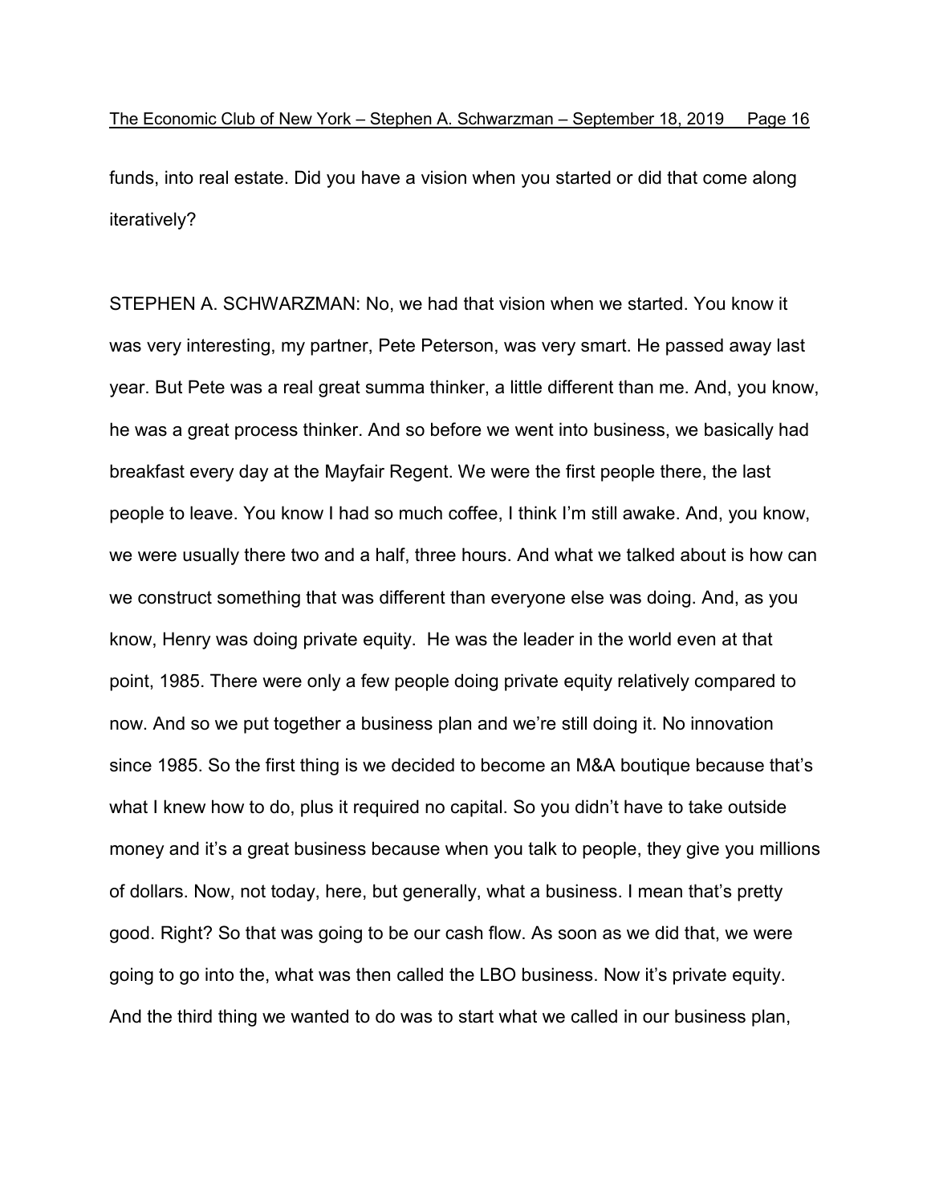funds, into real estate. Did you have a vision when you started or did that come along iteratively?

STEPHEN A. SCHWARZMAN: No, we had that vision when we started. You know it was very interesting, my partner, Pete Peterson, was very smart. He passed away last year. But Pete was a real great summa thinker, a little different than me. And, you know, he was a great process thinker. And so before we went into business, we basically had breakfast every day at the Mayfair Regent. We were the first people there, the last people to leave. You know I had so much coffee, I think I'm still awake. And, you know, we were usually there two and a half, three hours. And what we talked about is how can we construct something that was different than everyone else was doing. And, as you know, Henry was doing private equity. He was the leader in the world even at that point, 1985. There were only a few people doing private equity relatively compared to now. And so we put together a business plan and we're still doing it. No innovation since 1985. So the first thing is we decided to become an M&A boutique because that's what I knew how to do, plus it required no capital. So you didn't have to take outside money and it's a great business because when you talk to people, they give you millions of dollars. Now, not today, here, but generally, what a business. I mean that's pretty good. Right? So that was going to be our cash flow. As soon as we did that, we were going to go into the, what was then called the LBO business. Now it's private equity. And the third thing we wanted to do was to start what we called in our business plan,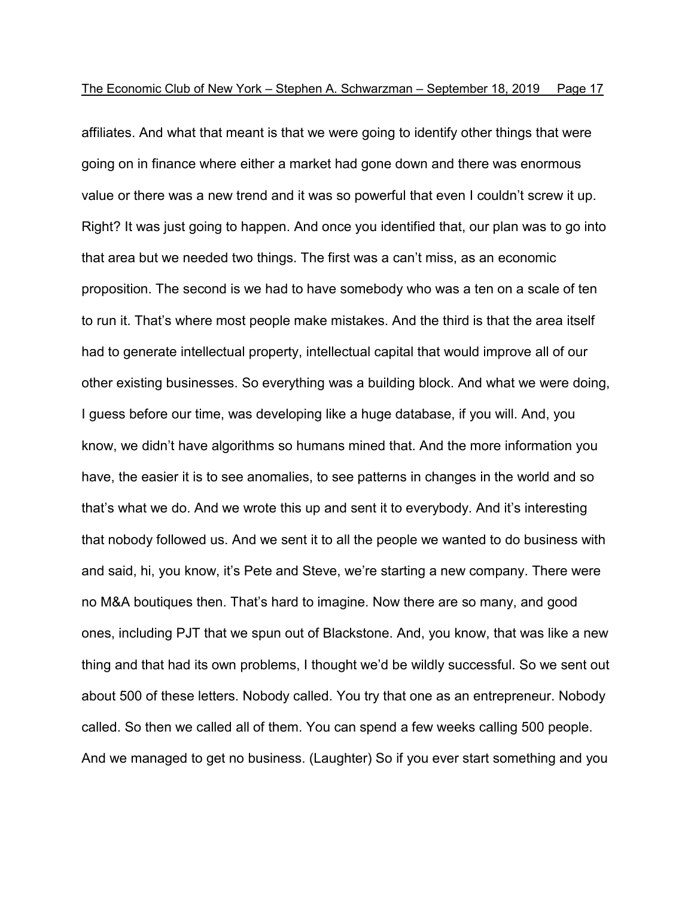affiliates. And what that meant is that we were going to identify other things that were going on in finance where either a market had gone down and there was enormous value or there was a new trend and it was so powerful that even I couldn't screw it up. Right? It was just going to happen. And once you identified that, our plan was to go into that area but we needed two things. The first was a can't miss, as an economic proposition. The second is we had to have somebody who was a ten on a scale of ten to run it. That's where most people make mistakes. And the third is that the area itself had to generate intellectual property, intellectual capital that would improve all of our other existing businesses. So everything was a building block. And what we were doing, I guess before our time, was developing like a huge database, if you will. And, you know, we didn't have algorithms so humans mined that. And the more information you have, the easier it is to see anomalies, to see patterns in changes in the world and so that's what we do. And we wrote this up and sent it to everybody. And it's interesting that nobody followed us. And we sent it to all the people we wanted to do business with and said, hi, you know, it's Pete and Steve, we're starting a new company. There were no M&A boutiques then. That's hard to imagine. Now there are so many, and good ones, including PJT that we spun out of Blackstone. And, you know, that was like a new thing and that had its own problems, I thought we'd be wildly successful. So we sent out about 500 of these letters. Nobody called. You try that one as an entrepreneur. Nobody called. So then we called all of them. You can spend a few weeks calling 500 people. And we managed to get no business. (Laughter) So if you ever start something and you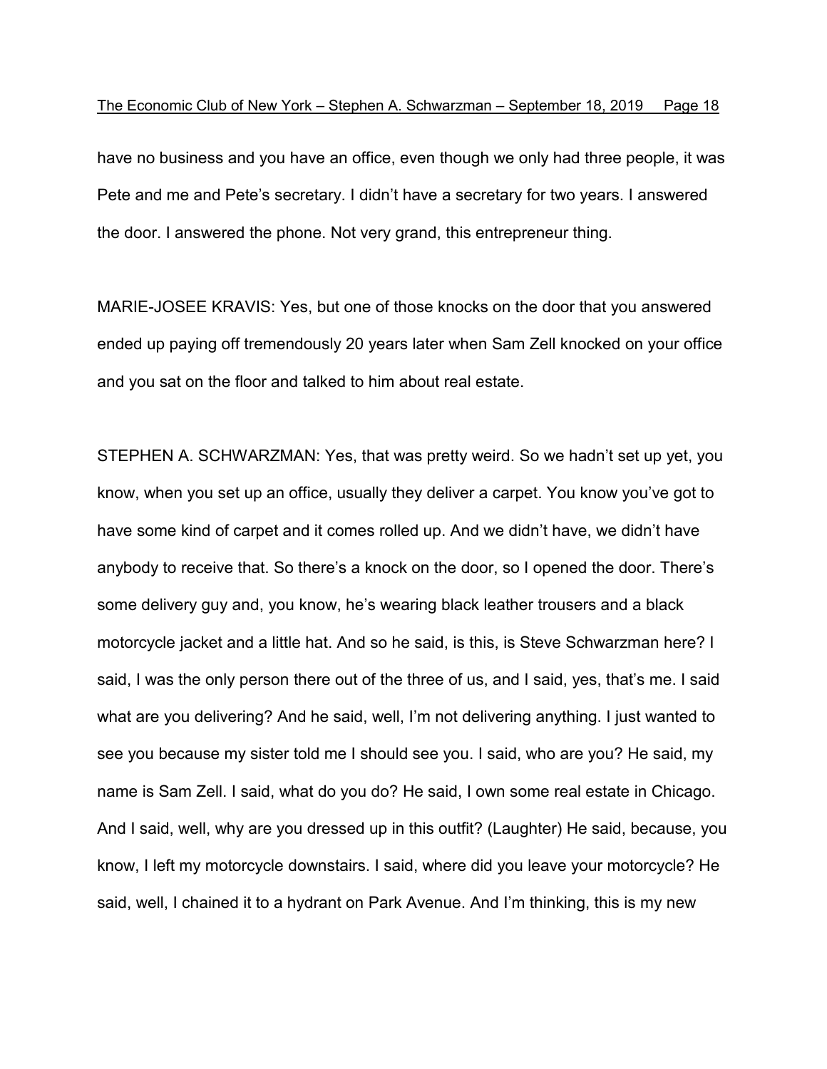have no business and you have an office, even though we only had three people, it was Pete and me and Pete's secretary. I didn't have a secretary for two years. I answered the door. I answered the phone. Not very grand, this entrepreneur thing.

MARIE-JOSEE KRAVIS: Yes, but one of those knocks on the door that you answered ended up paying off tremendously 20 years later when Sam Zell knocked on your office and you sat on the floor and talked to him about real estate.

STEPHEN A. SCHWARZMAN: Yes, that was pretty weird. So we hadn't set up yet, you know, when you set up an office, usually they deliver a carpet. You know you've got to have some kind of carpet and it comes rolled up. And we didn't have, we didn't have anybody to receive that. So there's a knock on the door, so I opened the door. There's some delivery guy and, you know, he's wearing black leather trousers and a black motorcycle jacket and a little hat. And so he said, is this, is Steve Schwarzman here? I said, I was the only person there out of the three of us, and I said, yes, that's me. I said what are you delivering? And he said, well, I'm not delivering anything. I just wanted to see you because my sister told me I should see you. I said, who are you? He said, my name is Sam Zell. I said, what do you do? He said, I own some real estate in Chicago. And I said, well, why are you dressed up in this outfit? (Laughter) He said, because, you know, I left my motorcycle downstairs. I said, where did you leave your motorcycle? He said, well, I chained it to a hydrant on Park Avenue. And I'm thinking, this is my new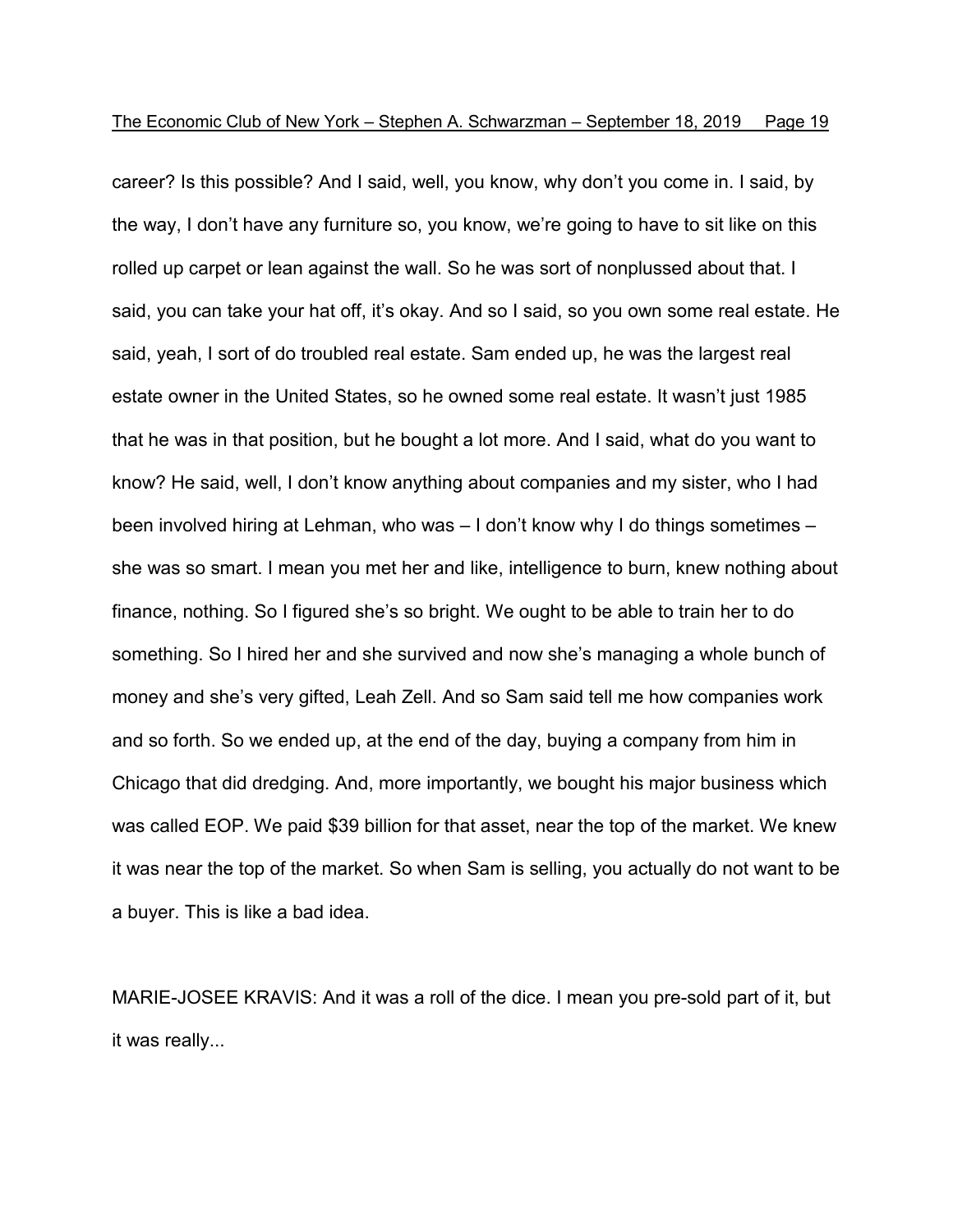career? Is this possible? And I said, well, you know, why don't you come in. I said, by the way, I don't have any furniture so, you know, we're going to have to sit like on this rolled up carpet or lean against the wall. So he was sort of nonplussed about that. I said, you can take your hat off, it's okay. And so I said, so you own some real estate. He said, yeah, I sort of do troubled real estate. Sam ended up, he was the largest real estate owner in the United States, so he owned some real estate. It wasn't just 1985 that he was in that position, but he bought a lot more. And I said, what do you want to know? He said, well, I don't know anything about companies and my sister, who I had been involved hiring at Lehman, who was – I don't know why I do things sometimes – she was so smart. I mean you met her and like, intelligence to burn, knew nothing about finance, nothing. So I figured she's so bright. We ought to be able to train her to do something. So I hired her and she survived and now she's managing a whole bunch of money and she's very gifted, Leah Zell. And so Sam said tell me how companies work and so forth. So we ended up, at the end of the day, buying a company from him in Chicago that did dredging. And, more importantly, we bought his major business which was called EOP. We paid $39 billion for that asset, near the top of the market. We knew it was near the top of the market. So when Sam is selling, you actually do not want to be a buyer. This is like a bad idea.

MARIE-JOSEE KRAVIS: And it was a roll of the dice. I mean you pre-sold part of it, but it was really...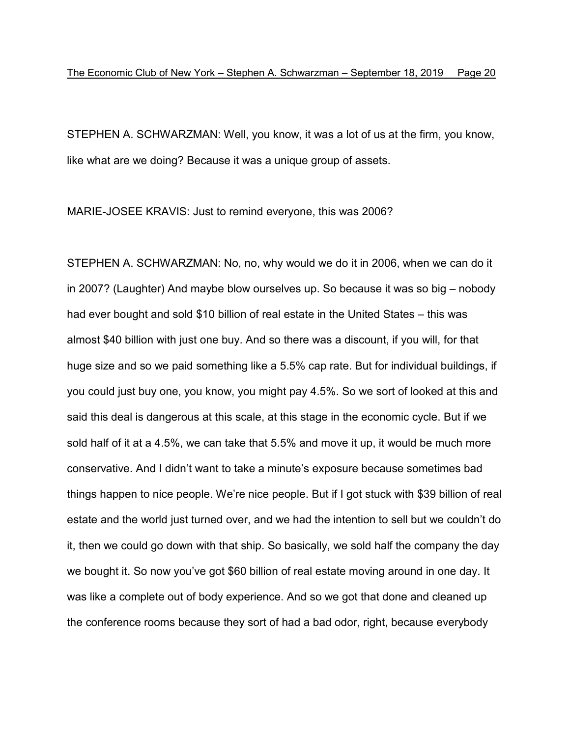STEPHEN A. SCHWARZMAN: Well, you know, it was a lot of us at the firm, you know, like what are we doing? Because it was a unique group of assets.

MARIE-JOSEE KRAVIS: Just to remind everyone, this was 2006?

STEPHEN A. SCHWARZMAN: No, no, why would we do it in 2006, when we can do it in 2007? (Laughter) And maybe blow ourselves up. So because it was so big – nobody had ever bought and sold $10 billion of real estate in the United States – this was almost $40 billion with just one buy. And so there was a discount, if you will, for that huge size and so we paid something like a 5.5% cap rate. But for individual buildings, if you could just buy one, you know, you might pay 4.5%. So we sort of looked at this and said this deal is dangerous at this scale, at this stage in the economic cycle. But if we sold half of it at a 4.5%, we can take that 5.5% and move it up, it would be much more conservative. And I didn't want to take a minute's exposure because sometimes bad things happen to nice people. We're nice people. But if I got stuck with $39 billion of real estate and the world just turned over, and we had the intention to sell but we couldn't do it, then we could go down with that ship. So basically, we sold half the company the day we bought it. So now you've got $60 billion of real estate moving around in one day. It was like a complete out of body experience. And so we got that done and cleaned up the conference rooms because they sort of had a bad odor, right, because everybody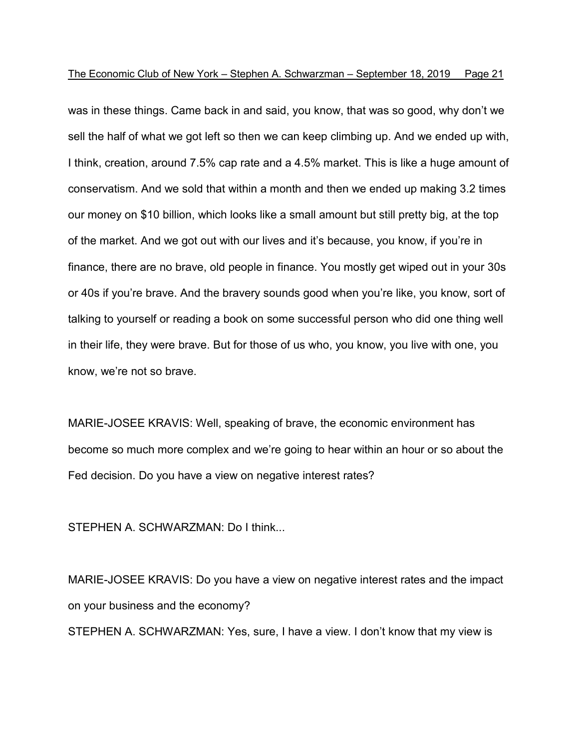was in these things. Came back in and said, you know, that was so good, why don't we sell the half of what we got left so then we can keep climbing up. And we ended up with, I think, creation, around 7.5% cap rate and a 4.5% market. This is like a huge amount of conservatism. And we sold that within a month and then we ended up making 3.2 times our money on $10 billion, which looks like a small amount but still pretty big, at the top of the market. And we got out with our lives and it's because, you know, if you're in finance, there are no brave, old people in finance. You mostly get wiped out in your 30s or 40s if you're brave. And the bravery sounds good when you're like, you know, sort of talking to yourself or reading a book on some successful person who did one thing well in their life, they were brave. But for those of us who, you know, you live with one, you know, we're not so brave.

MARIE-JOSEE KRAVIS: Well, speaking of brave, the economic environment has become so much more complex and we're going to hear within an hour or so about the Fed decision. Do you have a view on negative interest rates?

STEPHEN A. SCHWARZMAN: Do I think...

MARIE-JOSEE KRAVIS: Do you have a view on negative interest rates and the impact on your business and the economy?

STEPHEN A. SCHWARZMAN: Yes, sure, I have a view. I don't know that my view is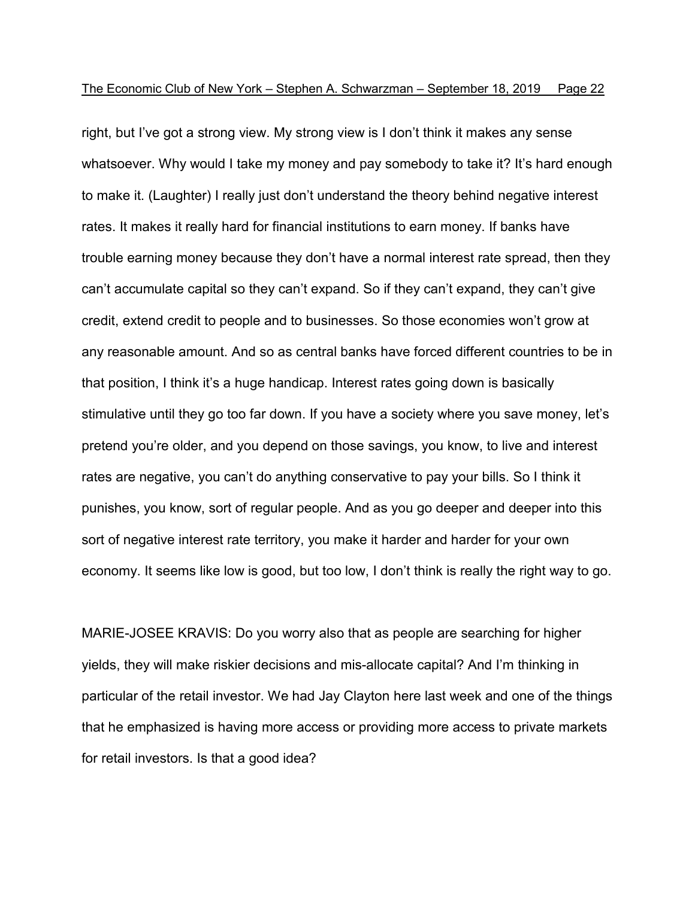right, but I've got a strong view. My strong view is I don't think it makes any sense whatsoever. Why would I take my money and pay somebody to take it? It's hard enough to make it. (Laughter) I really just don't understand the theory behind negative interest rates. It makes it really hard for financial institutions to earn money. If banks have trouble earning money because they don't have a normal interest rate spread, then they can't accumulate capital so they can't expand. So if they can't expand, they can't give credit, extend credit to people and to businesses. So those economies won't grow at any reasonable amount. And so as central banks have forced different countries to be in that position, I think it's a huge handicap. Interest rates going down is basically stimulative until they go too far down. If you have a society where you save money, let's pretend you're older, and you depend on those savings, you know, to live and interest rates are negative, you can't do anything conservative to pay your bills. So I think it punishes, you know, sort of regular people. And as you go deeper and deeper into this sort of negative interest rate territory, you make it harder and harder for your own economy. It seems like low is good, but too low, I don't think is really the right way to go.

MARIE-JOSEE KRAVIS: Do you worry also that as people are searching for higher yields, they will make riskier decisions and mis-allocate capital? And I'm thinking in particular of the retail investor. We had Jay Clayton here last week and one of the things that he emphasized is having more access or providing more access to private markets for retail investors. Is that a good idea?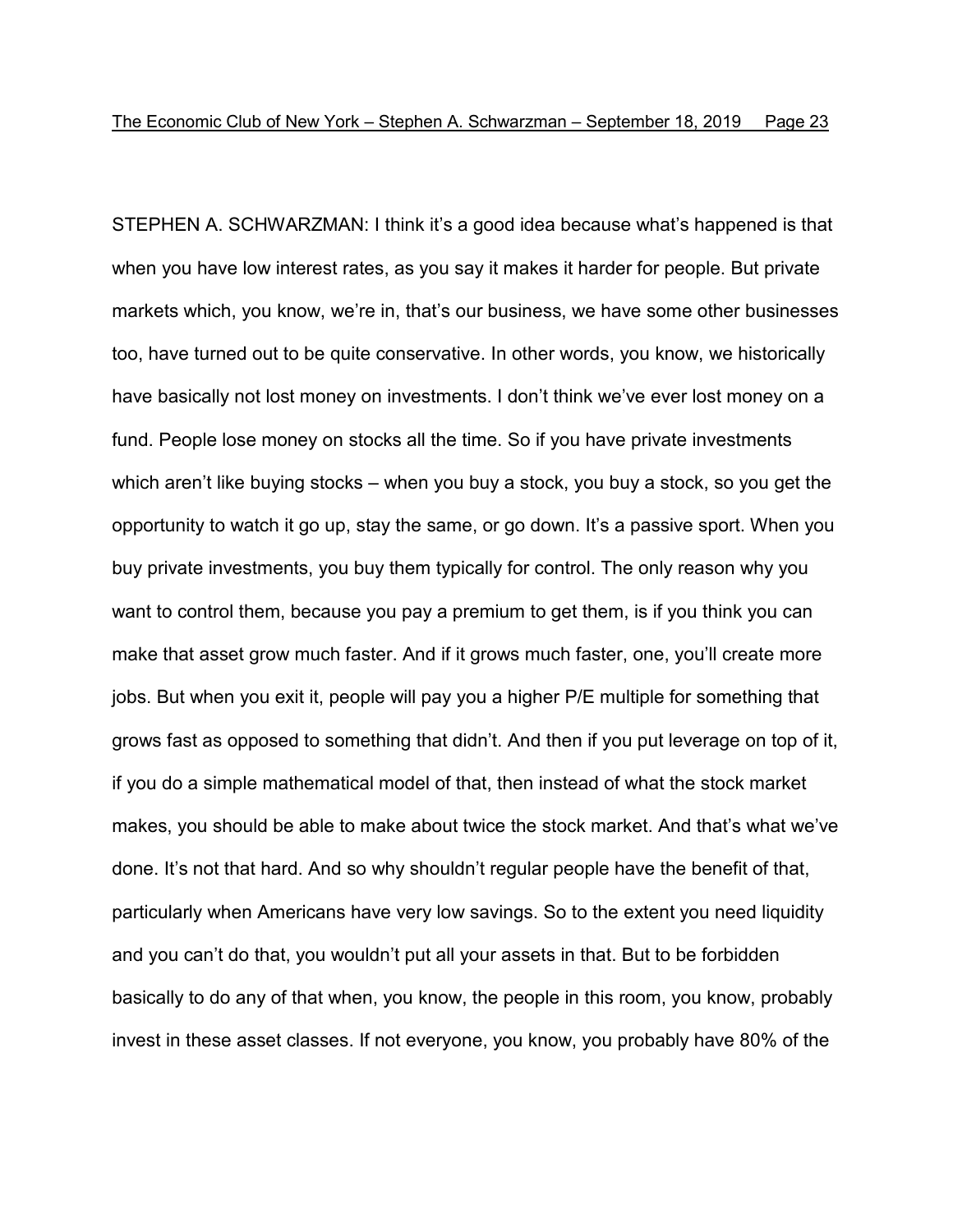STEPHEN A. SCHWARZMAN: I think it's a good idea because what's happened is that when you have low interest rates, as you say it makes it harder for people. But private markets which, you know, we're in, that's our business, we have some other businesses too, have turned out to be quite conservative. In other words, you know, we historically have basically not lost money on investments. I don't think we've ever lost money on a fund. People lose money on stocks all the time. So if you have private investments which aren't like buying stocks – when you buy a stock, you buy a stock, so you get the opportunity to watch it go up, stay the same, or go down. It's a passive sport. When you buy private investments, you buy them typically for control. The only reason why you want to control them, because you pay a premium to get them, is if you think you can make that asset grow much faster. And if it grows much faster, one, you'll create more jobs. But when you exit it, people will pay you a higher P/E multiple for something that grows fast as opposed to something that didn't. And then if you put leverage on top of it, if you do a simple mathematical model of that, then instead of what the stock market makes, you should be able to make about twice the stock market. And that's what we've done. It's not that hard. And so why shouldn't regular people have the benefit of that, particularly when Americans have very low savings. So to the extent you need liquidity and you can't do that, you wouldn't put all your assets in that. But to be forbidden basically to do any of that when, you know, the people in this room, you know, probably invest in these asset classes. If not everyone, you know, you probably have 80% of the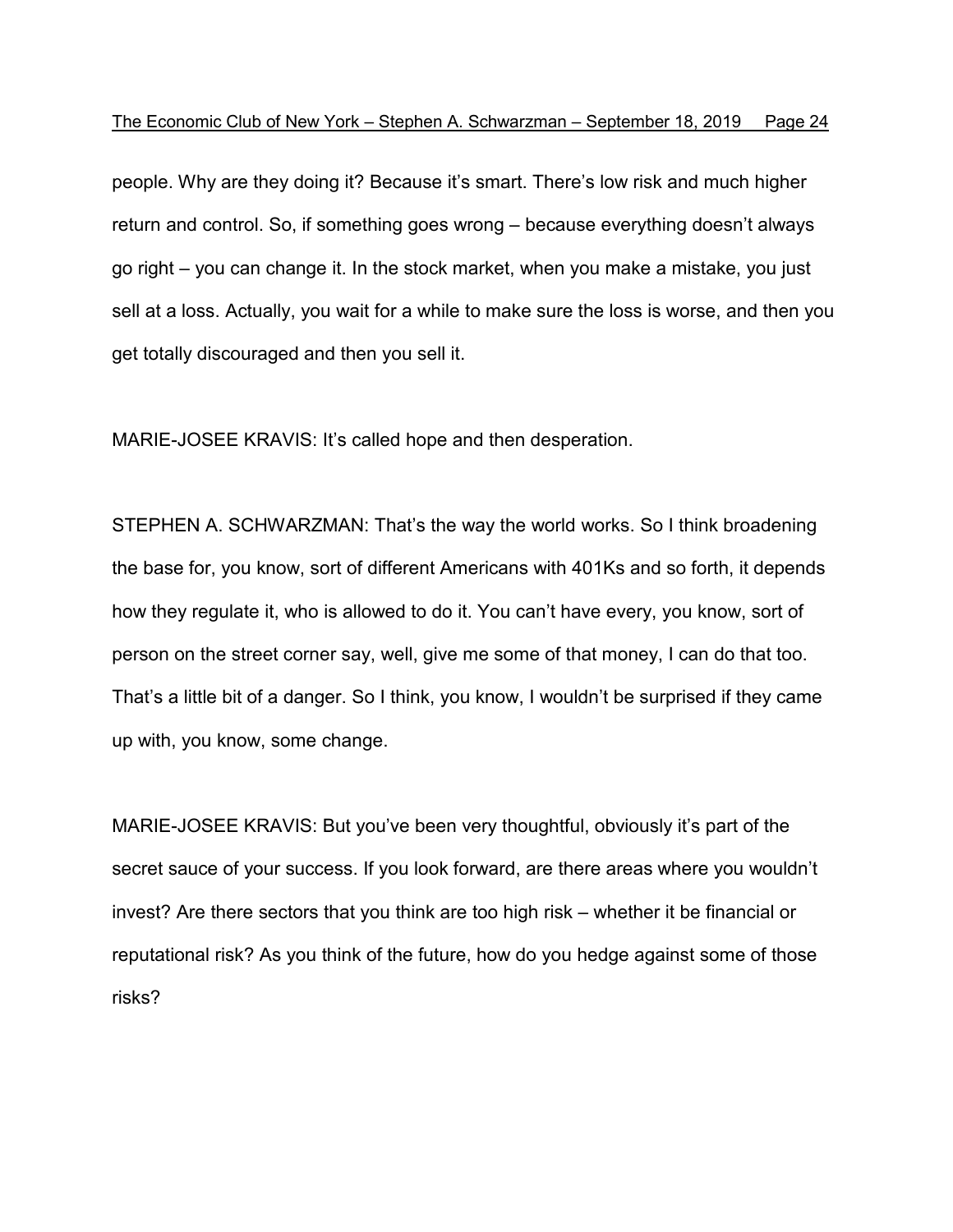people. Why are they doing it? Because it's smart. There's low risk and much higher return and control. So, if something goes wrong – because everything doesn't always go right – you can change it. In the stock market, when you make a mistake, you just sell at a loss. Actually, you wait for a while to make sure the loss is worse, and then you get totally discouraged and then you sell it.

MARIE-JOSEE KRAVIS: It's called hope and then desperation.

STEPHEN A. SCHWARZMAN: That's the way the world works. So I think broadening the base for, you know, sort of different Americans with 401Ks and so forth, it depends how they regulate it, who is allowed to do it. You can't have every, you know, sort of person on the street corner say, well, give me some of that money, I can do that too. That's a little bit of a danger. So I think, you know, I wouldn't be surprised if they came up with, you know, some change.

MARIE-JOSEE KRAVIS: But you've been very thoughtful, obviously it's part of the secret sauce of your success. If you look forward, are there areas where you wouldn't invest? Are there sectors that you think are too high risk – whether it be financial or reputational risk? As you think of the future, how do you hedge against some of those risks?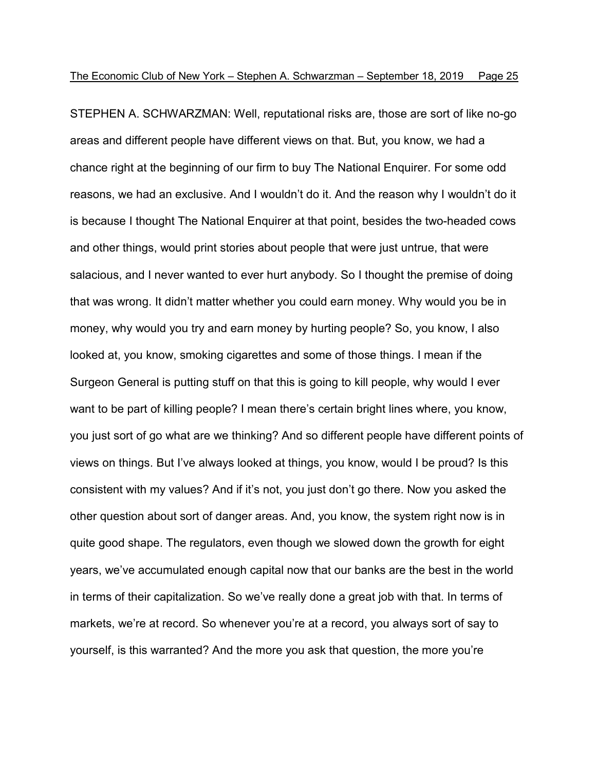STEPHEN A. SCHWARZMAN: Well, reputational risks are, those are sort of like no-go areas and different people have different views on that. But, you know, we had a chance right at the beginning of our firm to buy The National Enquirer. For some odd reasons, we had an exclusive. And I wouldn't do it. And the reason why I wouldn't do it is because I thought The National Enquirer at that point, besides the two-headed cows and other things, would print stories about people that were just untrue, that were salacious, and I never wanted to ever hurt anybody. So I thought the premise of doing that was wrong. It didn't matter whether you could earn money. Why would you be in money, why would you try and earn money by hurting people? So, you know, I also looked at, you know, smoking cigarettes and some of those things. I mean if the Surgeon General is putting stuff on that this is going to kill people, why would I ever want to be part of killing people? I mean there's certain bright lines where, you know, you just sort of go what are we thinking? And so different people have different points of views on things. But I've always looked at things, you know, would I be proud? Is this consistent with my values? And if it's not, you just don't go there. Now you asked the other question about sort of danger areas. And, you know, the system right now is in quite good shape. The regulators, even though we slowed down the growth for eight years, we've accumulated enough capital now that our banks are the best in the world in terms of their capitalization. So we've really done a great job with that. In terms of markets, we're at record. So whenever you're at a record, you always sort of say to yourself, is this warranted? And the more you ask that question, the more you're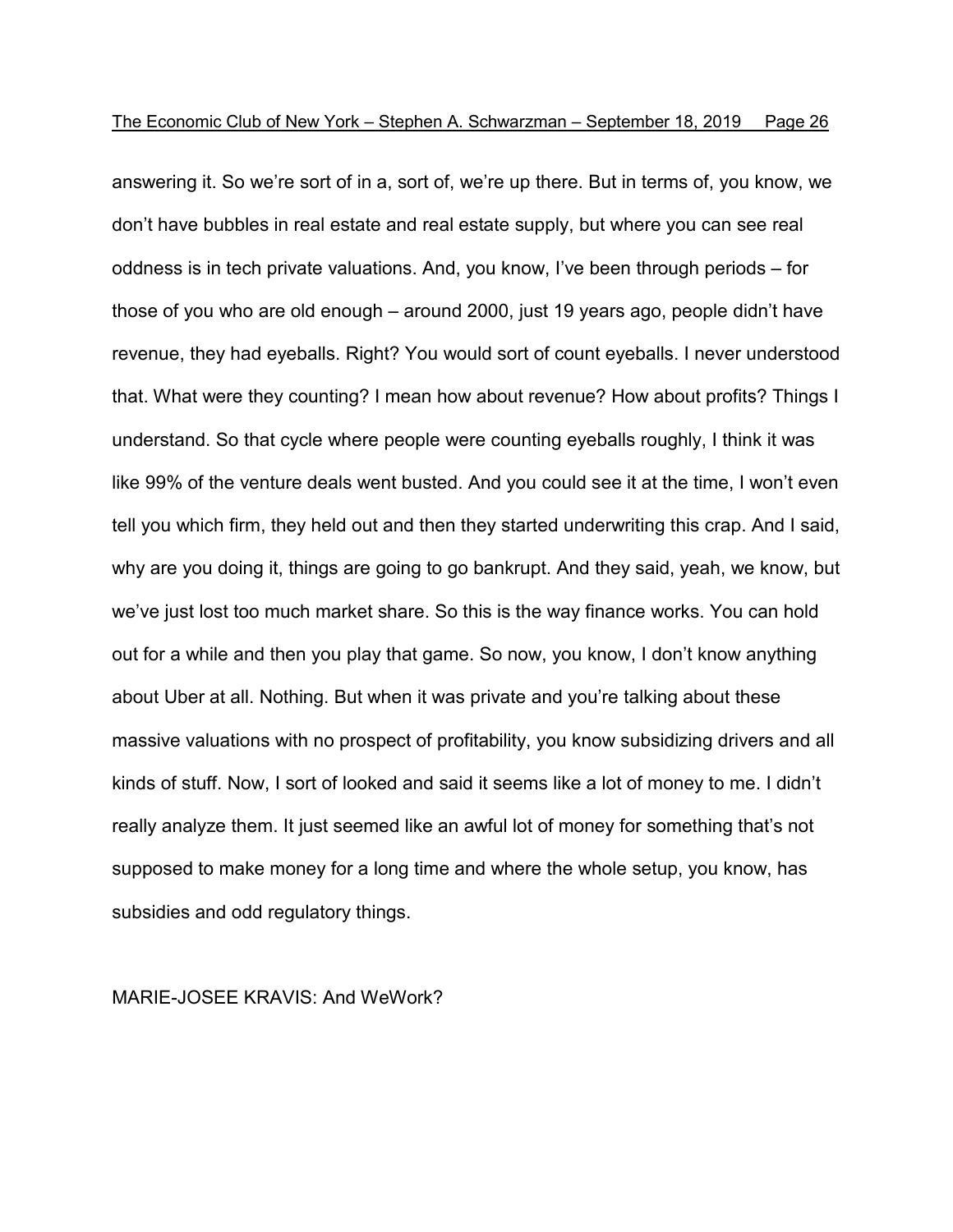answering it. So we're sort of in a, sort of, we're up there. But in terms of, you know, we don't have bubbles in real estate and real estate supply, but where you can see real oddness is in tech private valuations. And, you know, I've been through periods – for those of you who are old enough – around 2000, just 19 years ago, people didn't have revenue, they had eyeballs. Right? You would sort of count eyeballs. I never understood that. What were they counting? I mean how about revenue? How about profits? Things I understand. So that cycle where people were counting eyeballs roughly, I think it was like 99% of the venture deals went busted. And you could see it at the time, I won't even tell you which firm, they held out and then they started underwriting this crap. And I said, why are you doing it, things are going to go bankrupt. And they said, yeah, we know, but we've just lost too much market share. So this is the way finance works. You can hold out for a while and then you play that game. So now, you know, I don't know anything about Uber at all. Nothing. But when it was private and you're talking about these massive valuations with no prospect of profitability, you know subsidizing drivers and all kinds of stuff. Now, I sort of looked and said it seems like a lot of money to me. I didn't really analyze them. It just seemed like an awful lot of money for something that's not supposed to make money for a long time and where the whole setup, you know, has subsidies and odd regulatory things.

MARIE-JOSEE KRAVIS: And WeWork?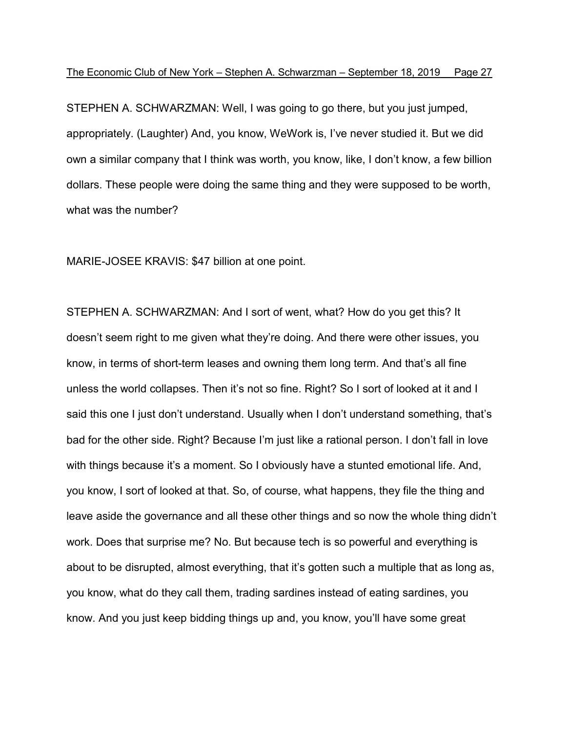STEPHEN A. SCHWARZMAN: Well, I was going to go there, but you just jumped, appropriately. (Laughter) And, you know, WeWork is, I've never studied it. But we did own a similar company that I think was worth, you know, like, I don't know, a few billion dollars. These people were doing the same thing and they were supposed to be worth, what was the number?

MARIE-JOSEE KRAVIS: $47 billion at one point.

STEPHEN A. SCHWARZMAN: And I sort of went, what? How do you get this? It doesn't seem right to me given what they're doing. And there were other issues, you know, in terms of short-term leases and owning them long term. And that's all fine unless the world collapses. Then it's not so fine. Right? So I sort of looked at it and I said this one I just don't understand. Usually when I don't understand something, that's bad for the other side. Right? Because I'm just like a rational person. I don't fall in love with things because it's a moment. So I obviously have a stunted emotional life. And, you know, I sort of looked at that. So, of course, what happens, they file the thing and leave aside the governance and all these other things and so now the whole thing didn't work. Does that surprise me? No. But because tech is so powerful and everything is about to be disrupted, almost everything, that it's gotten such a multiple that as long as, you know, what do they call them, trading sardines instead of eating sardines, you know. And you just keep bidding things up and, you know, you'll have some great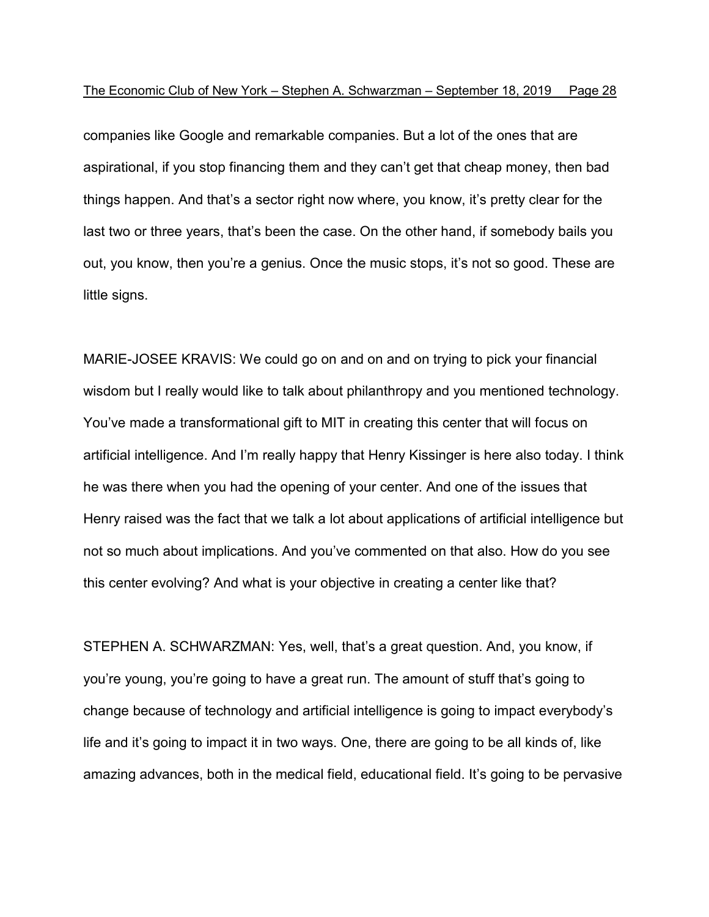companies like Google and remarkable companies. But a lot of the ones that are aspirational, if you stop financing them and they can't get that cheap money, then bad things happen. And that's a sector right now where, you know, it's pretty clear for the last two or three years, that's been the case. On the other hand, if somebody bails you out, you know, then you're a genius. Once the music stops, it's not so good. These are little signs.

MARIE-JOSEE KRAVIS: We could go on and on and on trying to pick your financial wisdom but I really would like to talk about philanthropy and you mentioned technology. You've made a transformational gift to MIT in creating this center that will focus on artificial intelligence. And I'm really happy that Henry Kissinger is here also today. I think he was there when you had the opening of your center. And one of the issues that Henry raised was the fact that we talk a lot about applications of artificial intelligence but not so much about implications. And you've commented on that also. How do you see this center evolving? And what is your objective in creating a center like that?

STEPHEN A. SCHWARZMAN: Yes, well, that's a great question. And, you know, if you're young, you're going to have a great run. The amount of stuff that's going to change because of technology and artificial intelligence is going to impact everybody's life and it's going to impact it in two ways. One, there are going to be all kinds of, like amazing advances, both in the medical field, educational field. It's going to be pervasive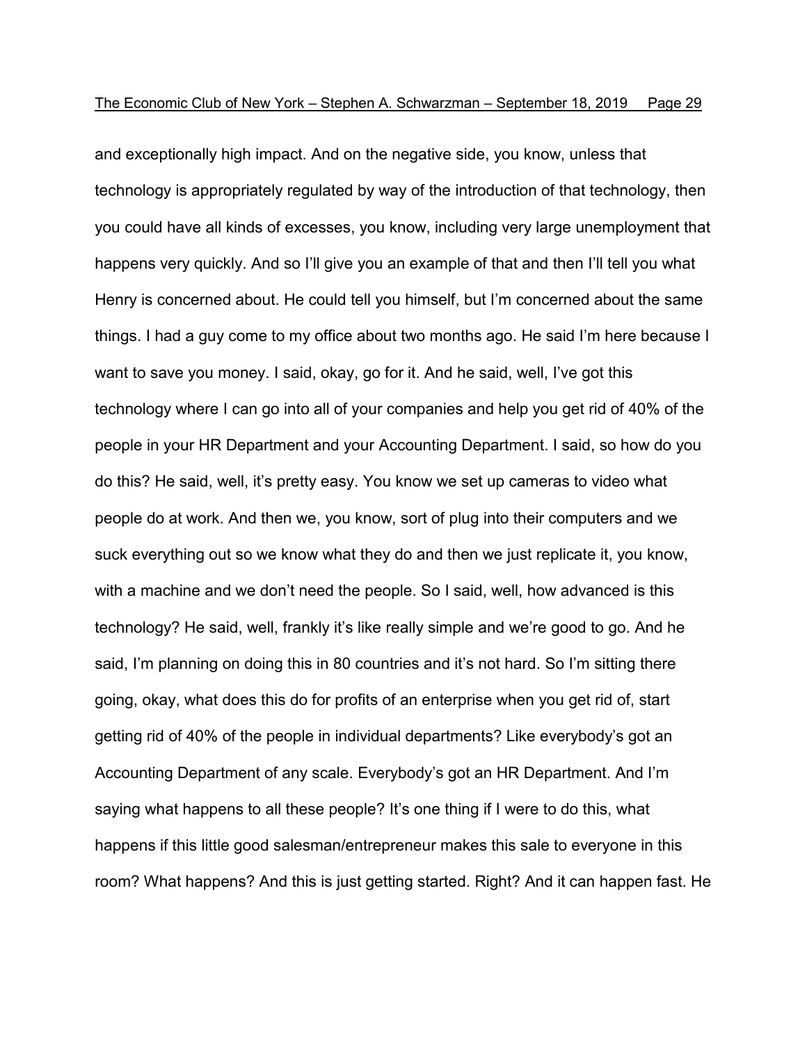and exceptionally high impact. And on the negative side, you know, unless that technology is appropriately regulated by way of the introduction of that technology, then you could have all kinds of excesses, you know, including very large unemployment that happens very quickly. And so I'll give you an example of that and then I'll tell you what Henry is concerned about. He could tell you himself, but I'm concerned about the same things. I had a guy come to my office about two months ago. He said I'm here because I want to save you money. I said, okay, go for it. And he said, well, I've got this technology where I can go into all of your companies and help you get rid of 40% of the people in your HR Department and your Accounting Department. I said, so how do you do this? He said, well, it's pretty easy. You know we set up cameras to video what people do at work. And then we, you know, sort of plug into their computers and we suck everything out so we know what they do and then we just replicate it, you know, with a machine and we don't need the people. So I said, well, how advanced is this technology? He said, well, frankly it's like really simple and we're good to go. And he said, I'm planning on doing this in 80 countries and it's not hard. So I'm sitting there going, okay, what does this do for profits of an enterprise when you get rid of, start getting rid of 40% of the people in individual departments? Like everybody's got an Accounting Department of any scale. Everybody's got an HR Department. And I'm saying what happens to all these people? It's one thing if I were to do this, what happens if this little good salesman/entrepreneur makes this sale to everyone in this room? What happens? And this is just getting started. Right? And it can happen fast. He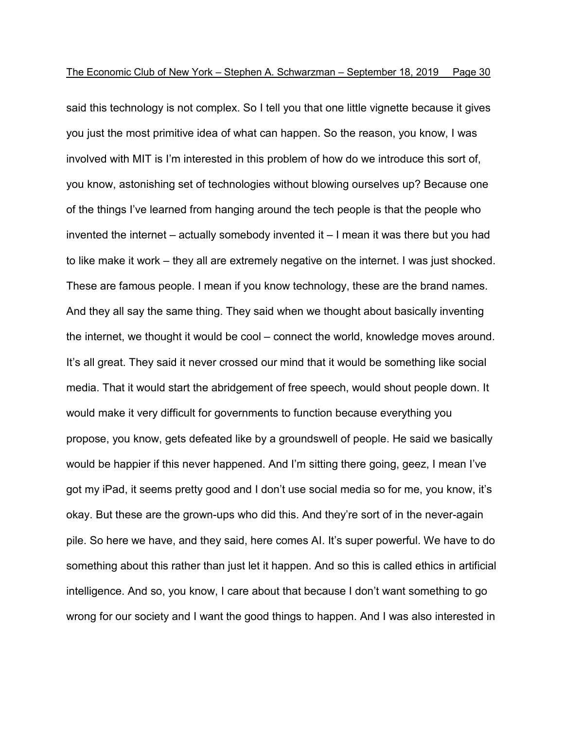said this technology is not complex. So I tell you that one little vignette because it gives you just the most primitive idea of what can happen. So the reason, you know, I was involved with MIT is I'm interested in this problem of how do we introduce this sort of, you know, astonishing set of technologies without blowing ourselves up? Because one of the things I've learned from hanging around the tech people is that the people who invented the internet – actually somebody invented it – I mean it was there but you had to like make it work – they all are extremely negative on the internet. I was just shocked. These are famous people. I mean if you know technology, these are the brand names. And they all say the same thing. They said when we thought about basically inventing the internet, we thought it would be cool – connect the world, knowledge moves around. It's all great. They said it never crossed our mind that it would be something like social media. That it would start the abridgement of free speech, would shout people down. It would make it very difficult for governments to function because everything you propose, you know, gets defeated like by a groundswell of people. He said we basically would be happier if this never happened. And I'm sitting there going, geez, I mean I've got my iPad, it seems pretty good and I don't use social media so for me, you know, it's okay. But these are the grown-ups who did this. And they're sort of in the never-again pile. So here we have, and they said, here comes AI. It's super powerful. We have to do something about this rather than just let it happen. And so this is called ethics in artificial intelligence. And so, you know, I care about that because I don't want something to go wrong for our society and I want the good things to happen. And I was also interested in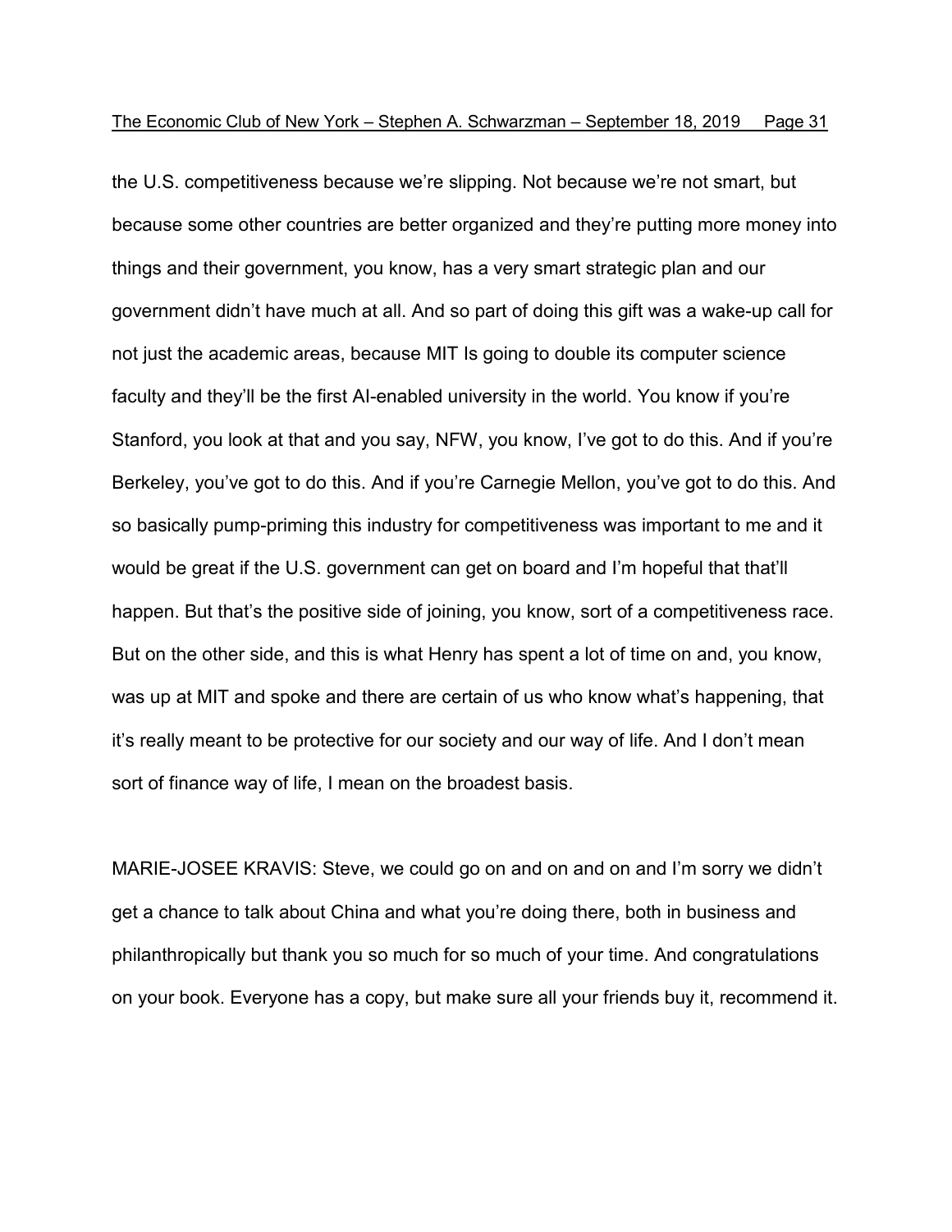the U.S. competitiveness because we're slipping. Not because we're not smart, but because some other countries are better organized and they're putting more money into things and their government, you know, has a very smart strategic plan and our government didn't have much at all. And so part of doing this gift was a wake-up call for not just the academic areas, because MIT Is going to double its computer science faculty and they'll be the first AI-enabled university in the world. You know if you're Stanford, you look at that and you say, NFW, you know, I've got to do this. And if you're Berkeley, you've got to do this. And if you're Carnegie Mellon, you've got to do this. And so basically pump-priming this industry for competitiveness was important to me and it would be great if the U.S. government can get on board and I'm hopeful that that'll happen. But that's the positive side of joining, you know, sort of a competitiveness race. But on the other side, and this is what Henry has spent a lot of time on and, you know, was up at MIT and spoke and there are certain of us who know what's happening, that it's really meant to be protective for our society and our way of life. And I don't mean sort of finance way of life, I mean on the broadest basis.

MARIE-JOSEE KRAVIS: Steve, we could go on and on and on and I'm sorry we didn't get a chance to talk about China and what you're doing there, both in business and philanthropically but thank you so much for so much of your time. And congratulations on your book. Everyone has a copy, but make sure all your friends buy it, recommend it.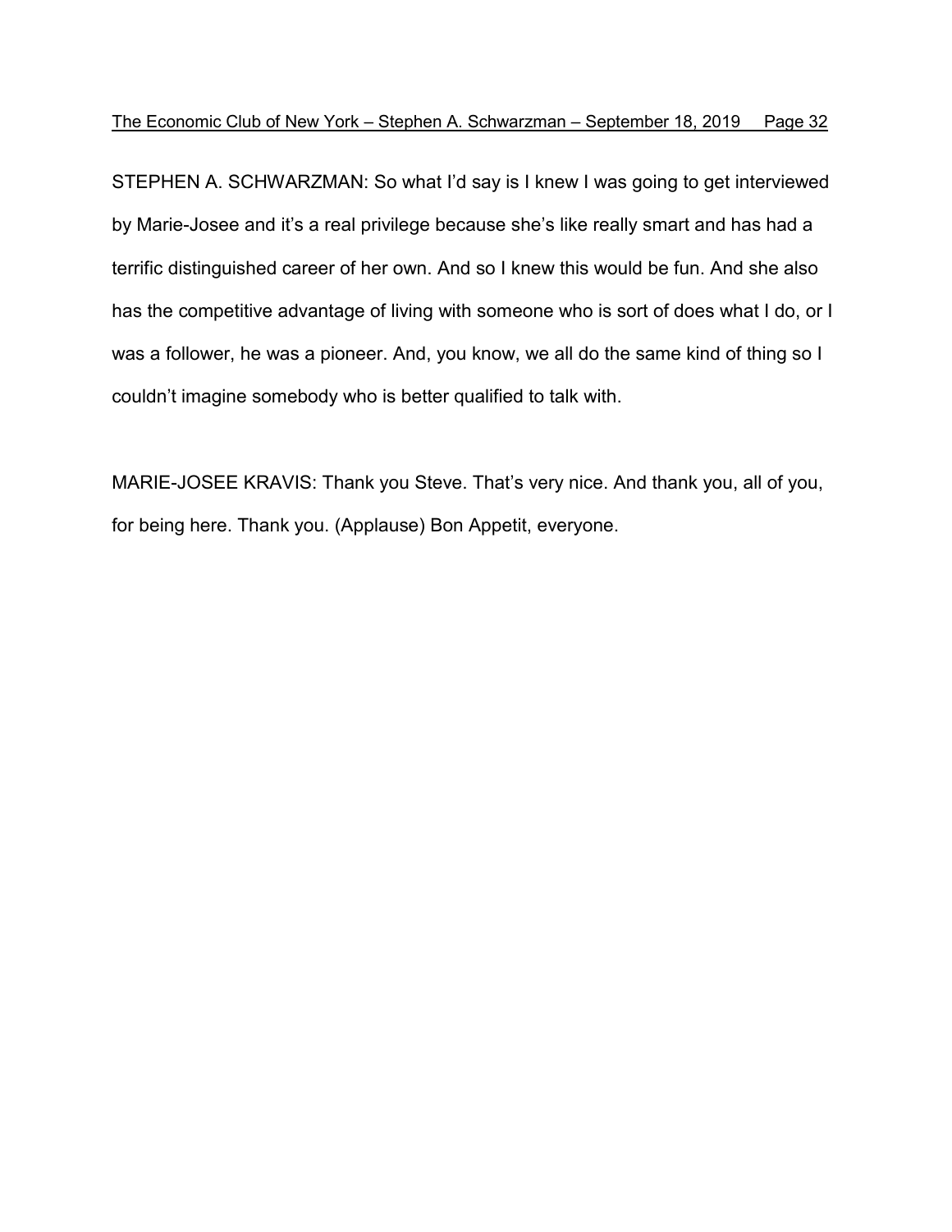STEPHEN A. SCHWARZMAN: So what I'd say is I knew I was going to get interviewed by Marie-Josee and it's a real privilege because she's like really smart and has had a terrific distinguished career of her own. And so I knew this would be fun. And she also has the competitive advantage of living with someone who is sort of does what I do, or I was a follower, he was a pioneer. And, you know, we all do the same kind of thing so I couldn't imagine somebody who is better qualified to talk with.

MARIE-JOSEE KRAVIS: Thank you Steve. That's very nice. And thank you, all of you, for being here. Thank you. (Applause) Bon Appetit, everyone.